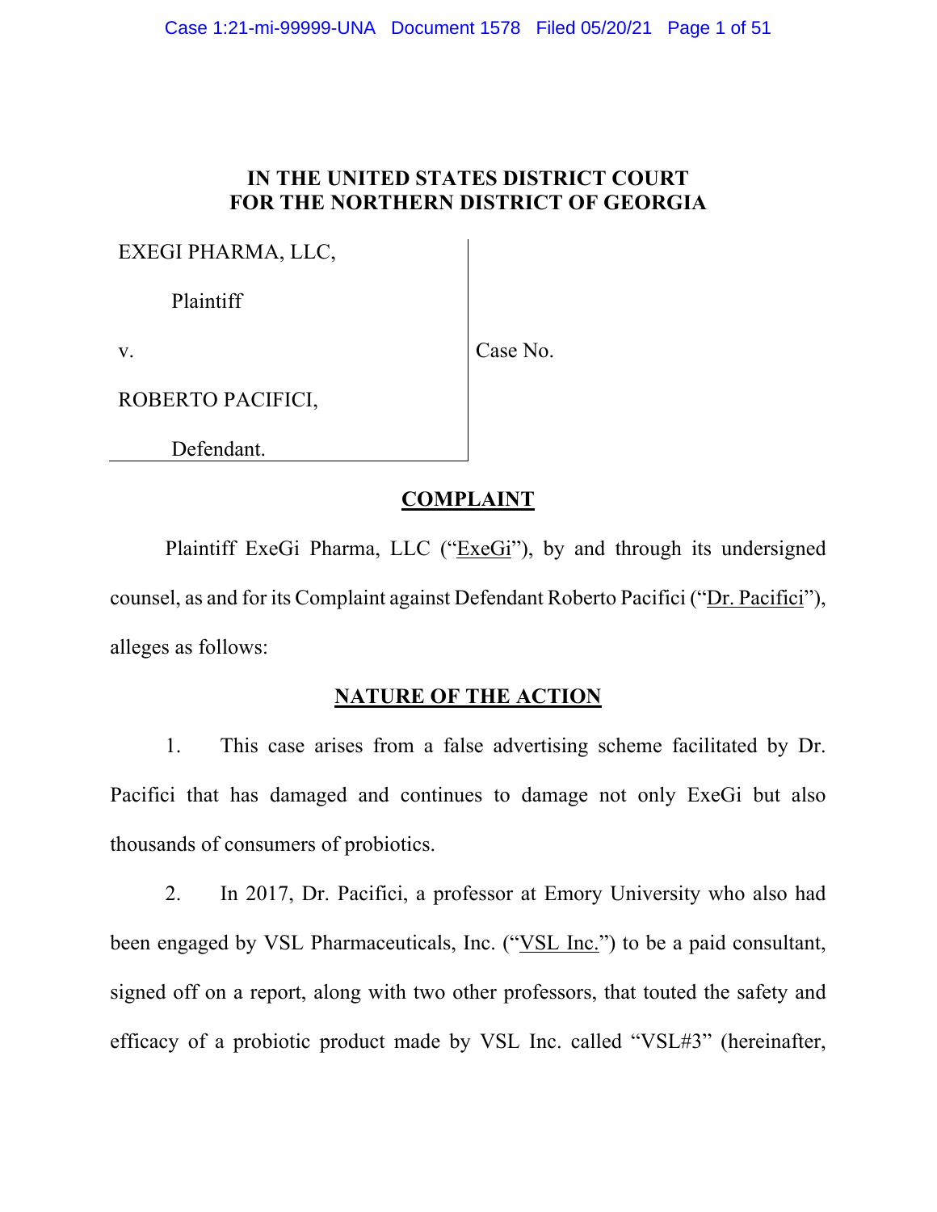# IN THE UNITED STATES DISTRICT COURT FOR THE NORTHERN DISTRICT OF GEORGIA

| | |
|---|---|
| EXEGI PHARMA, LLC,<br><br>Plaintiff<br><br>v.<br><br>ROBERTO PACIFICI,<br><br>Defendant. | Case No. |

## COMPLAINT

Plaintiff ExeGi Pharma, LLC ("ExeGi"), by and through its undersigned counsel, as and for its Complaint against Defendant Roberto Pacifici ("Dr. Pacifici"), alleges as follows:

## NATURE OF THE ACTION

1. This case arises from a false advertising scheme facilitated by Dr. Pacifici that has damaged and continues to damage not only ExeGi but also thousands of consumers of probiotics.

2. In 2017, Dr. Pacifici, a professor at Emory University who also had been engaged by VSL Pharmaceuticals, Inc. ("VSL Inc.") to be a paid consultant, signed off on a report, along with two other professors, that touted the safety and efficacy of a probiotic product made by VSL Inc. called "VSL#3" (hereinafter,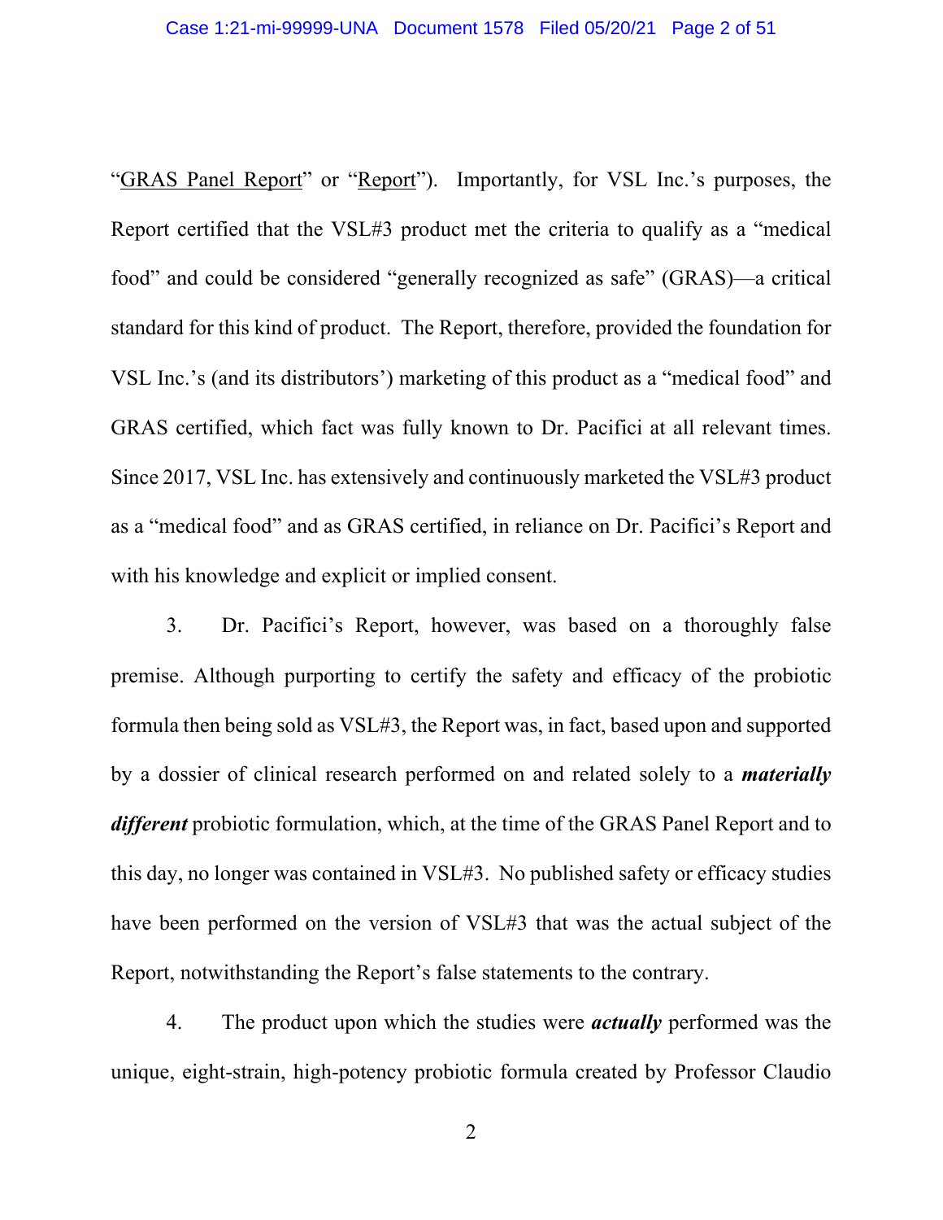"GRAS Panel Report" or "Report"). Importantly, for VSL Inc.'s purposes, the Report certified that the VSL#3 product met the criteria to qualify as a "medical food" and could be considered "generally recognized as safe" (GRAS)—a critical standard for this kind of product. The Report, therefore, provided the foundation for VSL Inc.'s (and its distributors') marketing of this product as a "medical food" and GRAS certified, which fact was fully known to Dr. Pacifici at all relevant times. Since 2017, VSL Inc. has extensively and continuously marketed the VSL#3 product as a "medical food" and as GRAS certified, in reliance on Dr. Pacifici's Report and with his knowledge and explicit or implied consent.

3. Dr. Pacifici's Report, however, was based on a thoroughly false premise. Although purporting to certify the safety and efficacy of the probiotic formula then being sold as VSL#3, the Report was, in fact, based upon and supported by a dossier of clinical research performed on and related solely to a ***materially different*** probiotic formulation, which, at the time of the GRAS Panel Report and to this day, no longer was contained in VSL#3. No published safety or efficacy studies have been performed on the version of VSL#3 that was the actual subject of the Report, notwithstanding the Report's false statements to the contrary.

4. The product upon which the studies were ***actually*** performed was the unique, eight-strain, high-potency probiotic formula created by Professor Claudio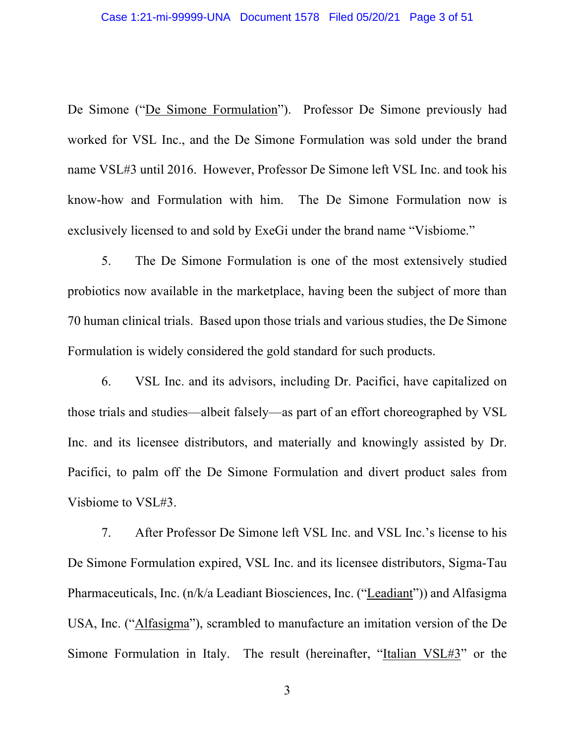De Simone ("De Simone Formulation"). Professor De Simone previously had worked for VSL Inc., and the De Simone Formulation was sold under the brand name VSL#3 until 2016. However, Professor De Simone left VSL Inc. and took his know-how and Formulation with him. The De Simone Formulation now is exclusively licensed to and sold by ExeGi under the brand name "Visbiome."

5. The De Simone Formulation is one of the most extensively studied probiotics now available in the marketplace, having been the subject of more than 70 human clinical trials. Based upon those trials and various studies, the De Simone Formulation is widely considered the gold standard for such products.

6. VSL Inc. and its advisors, including Dr. Pacifici, have capitalized on those trials and studies—albeit falsely—as part of an effort choreographed by VSL Inc. and its licensee distributors, and materially and knowingly assisted by Dr. Pacifici, to palm off the De Simone Formulation and divert product sales from Visbiome to VSL#3.

7. After Professor De Simone left VSL Inc. and VSL Inc.'s license to his De Simone Formulation expired, VSL Inc. and its licensee distributors, Sigma-Tau Pharmaceuticals, Inc. (n/k/a Leadiant Biosciences, Inc. ("Leadiant")) and Alfasigma USA, Inc. ("Alfasigma"), scrambled to manufacture an imitation version of the De Simone Formulation in Italy. The result (hereinafter, "Italian VSL#3" or the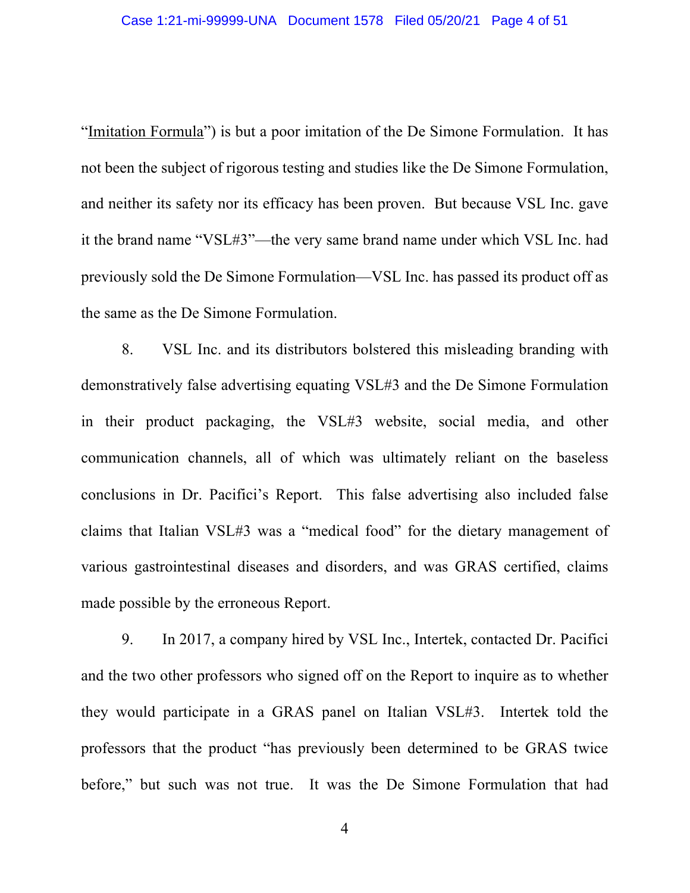"Imitation Formula") is but a poor imitation of the De Simone Formulation. It has not been the subject of rigorous testing and studies like the De Simone Formulation, and neither its safety nor its efficacy has been proven. But because VSL Inc. gave it the brand name "VSL#3"—the very same brand name under which VSL Inc. had previously sold the De Simone Formulation—VSL Inc. has passed its product off as the same as the De Simone Formulation.

8. VSL Inc. and its distributors bolstered this misleading branding with demonstratively false advertising equating VSL#3 and the De Simone Formulation in their product packaging, the VSL#3 website, social media, and other communication channels, all of which was ultimately reliant on the baseless conclusions in Dr. Pacifici's Report. This false advertising also included false claims that Italian VSL#3 was a "medical food" for the dietary management of various gastrointestinal diseases and disorders, and was GRAS certified, claims made possible by the erroneous Report.

9. In 2017, a company hired by VSL Inc., Intertek, contacted Dr. Pacifici and the two other professors who signed off on the Report to inquire as to whether they would participate in a GRAS panel on Italian VSL#3. Intertek told the professors that the product "has previously been determined to be GRAS twice before," but such was not true. It was the De Simone Formulation that had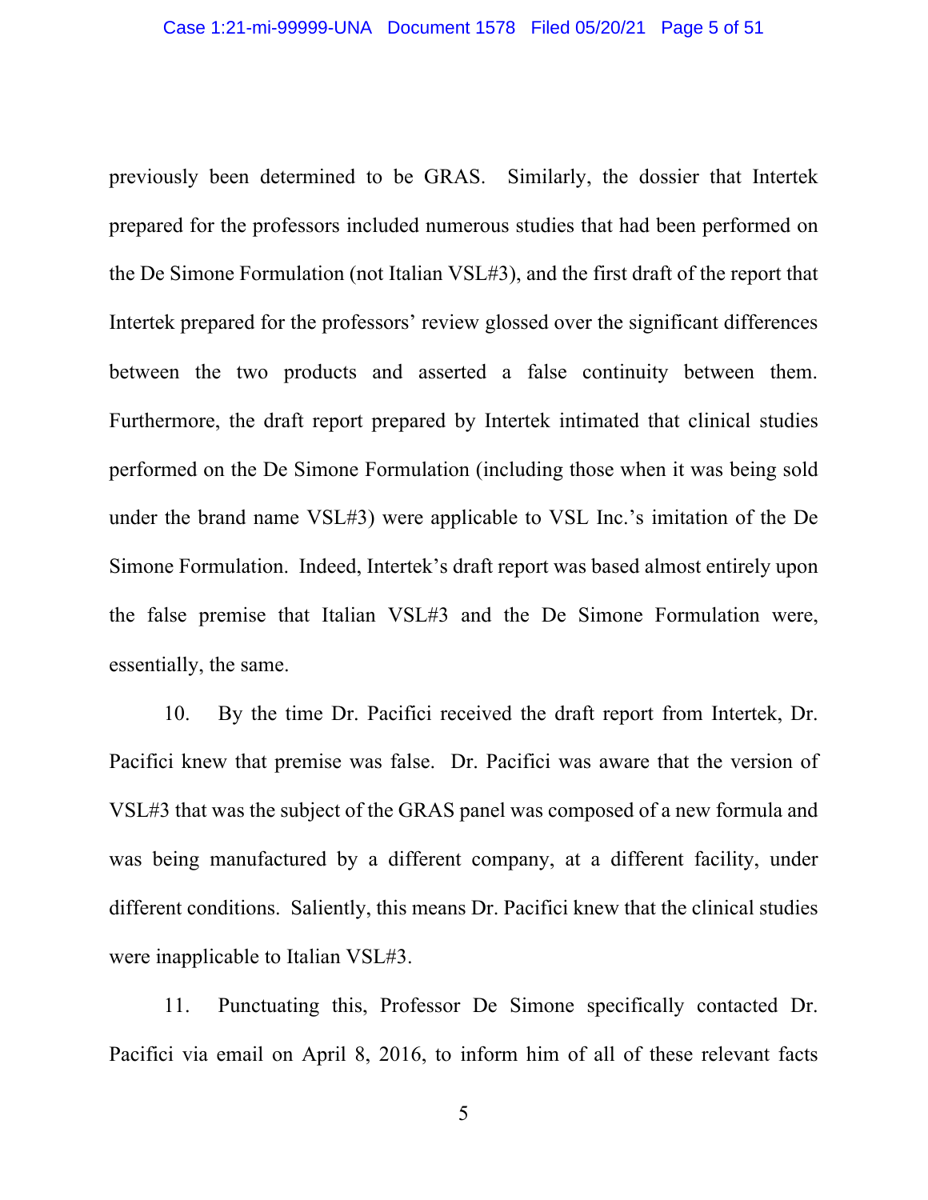previously been determined to be GRAS. Similarly, the dossier that Intertek prepared for the professors included numerous studies that had been performed on the De Simone Formulation (not Italian VSL#3), and the first draft of the report that Intertek prepared for the professors' review glossed over the significant differences between the two products and asserted a false continuity between them. Furthermore, the draft report prepared by Intertek intimated that clinical studies performed on the De Simone Formulation (including those when it was being sold under the brand name VSL#3) were applicable to VSL Inc.'s imitation of the De Simone Formulation. Indeed, Intertek's draft report was based almost entirely upon the false premise that Italian VSL#3 and the De Simone Formulation were, essentially, the same.

10. By the time Dr. Pacifici received the draft report from Intertek, Dr. Pacifici knew that premise was false. Dr. Pacifici was aware that the version of VSL#3 that was the subject of the GRAS panel was composed of a new formula and was being manufactured by a different company, at a different facility, under different conditions. Saliently, this means Dr. Pacifici knew that the clinical studies were inapplicable to Italian VSL#3.

11. Punctuating this, Professor De Simone specifically contacted Dr. Pacifici via email on April 8, 2016, to inform him of all of these relevant facts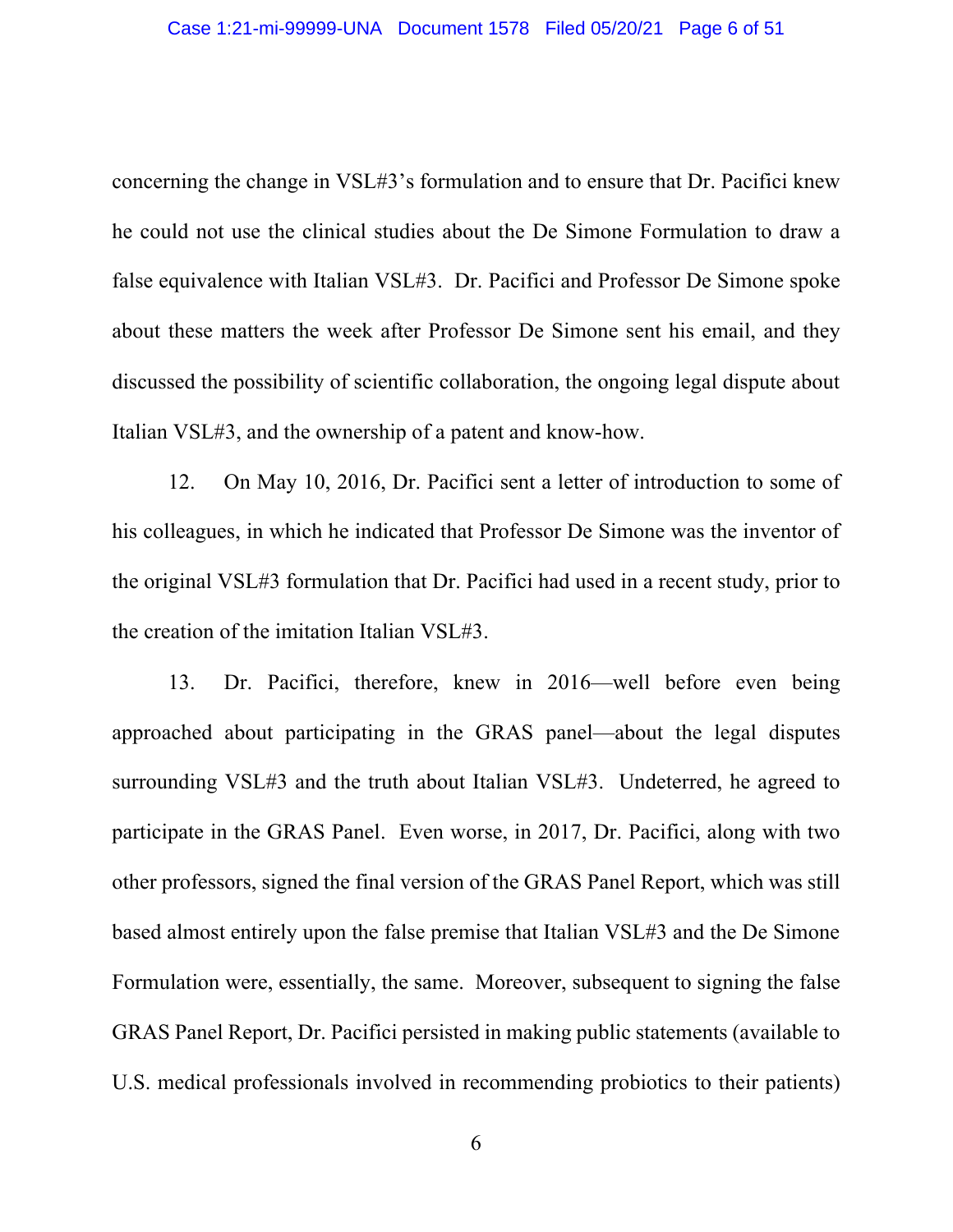concerning the change in VSL#3's formulation and to ensure that Dr. Pacifici knew he could not use the clinical studies about the De Simone Formulation to draw a false equivalence with Italian VSL#3. Dr. Pacifici and Professor De Simone spoke about these matters the week after Professor De Simone sent his email, and they discussed the possibility of scientific collaboration, the ongoing legal dispute about Italian VSL#3, and the ownership of a patent and know-how.

12. On May 10, 2016, Dr. Pacifici sent a letter of introduction to some of his colleagues, in which he indicated that Professor De Simone was the inventor of the original VSL#3 formulation that Dr. Pacifici had used in a recent study, prior to the creation of the imitation Italian VSL#3.

13. Dr. Pacifici, therefore, knew in 2016—well before even being approached about participating in the GRAS panel—about the legal disputes surrounding VSL#3 and the truth about Italian VSL#3. Undeterred, he agreed to participate in the GRAS Panel. Even worse, in 2017, Dr. Pacifici, along with two other professors, signed the final version of the GRAS Panel Report, which was still based almost entirely upon the false premise that Italian VSL#3 and the De Simone Formulation were, essentially, the same. Moreover, subsequent to signing the false GRAS Panel Report, Dr. Pacifici persisted in making public statements (available to U.S. medical professionals involved in recommending probiotics to their patients)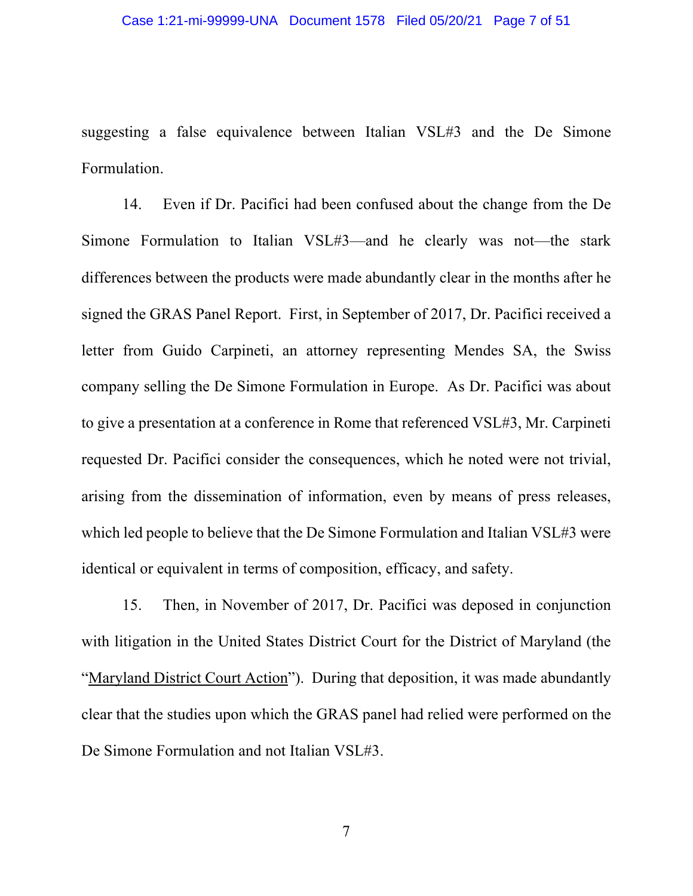suggesting a false equivalence between Italian VSL#3 and the De Simone Formulation.

14. Even if Dr. Pacifici had been confused about the change from the De Simone Formulation to Italian VSL#3—and he clearly was not—the stark differences between the products were made abundantly clear in the months after he signed the GRAS Panel Report. First, in September of 2017, Dr. Pacifici received a letter from Guido Carpineti, an attorney representing Mendes SA, the Swiss company selling the De Simone Formulation in Europe. As Dr. Pacifici was about to give a presentation at a conference in Rome that referenced VSL#3, Mr. Carpineti requested Dr. Pacifici consider the consequences, which he noted were not trivial, arising from the dissemination of information, even by means of press releases, which led people to believe that the De Simone Formulation and Italian VSL#3 were identical or equivalent in terms of composition, efficacy, and safety.

15. Then, in November of 2017, Dr. Pacifici was deposed in conjunction with litigation in the United States District Court for the District of Maryland (the "<u>Maryland District Court Action</u>"). During that deposition, it was made abundantly clear that the studies upon which the GRAS panel had relied were performed on the De Simone Formulation and not Italian VSL#3.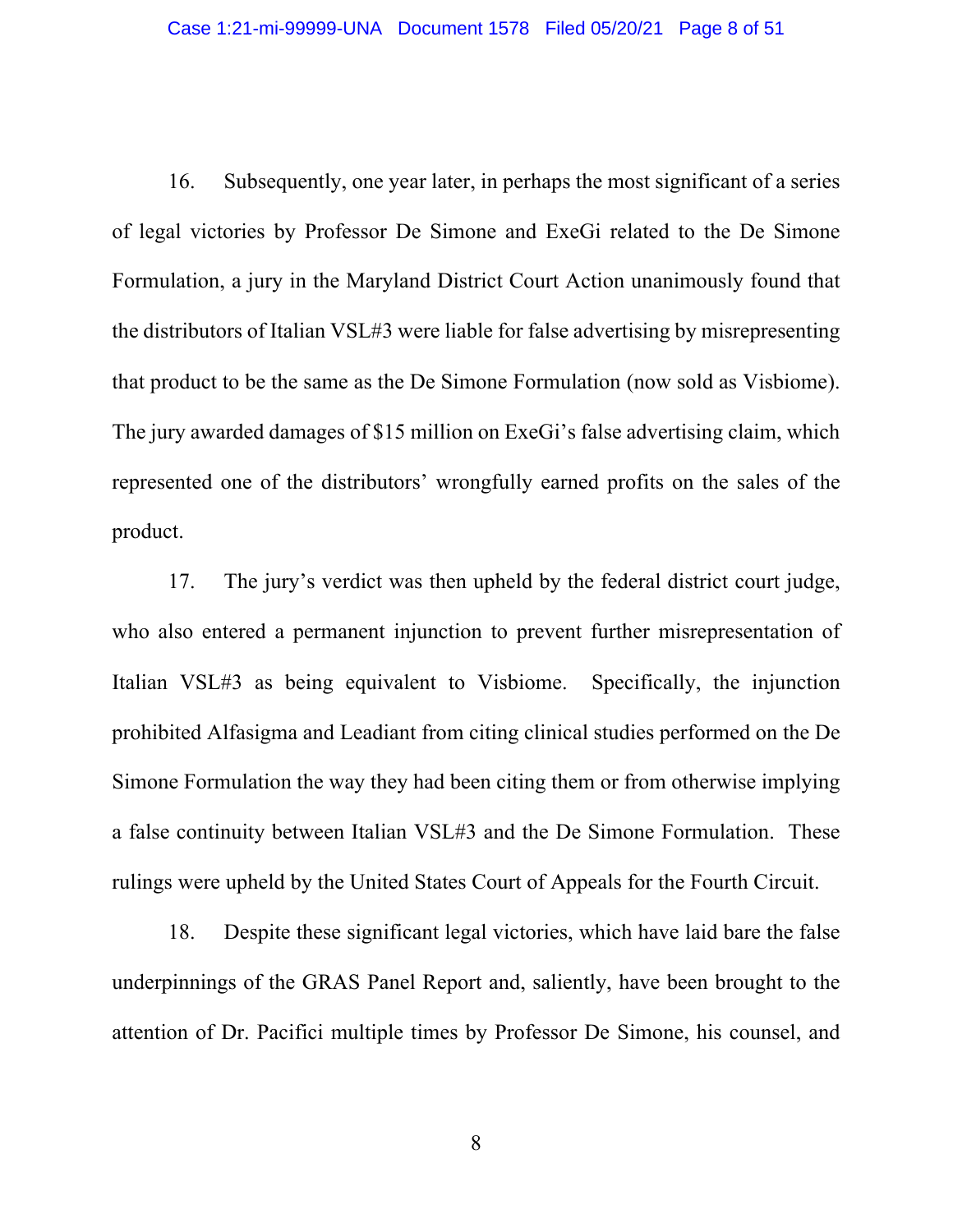16. Subsequently, one year later, in perhaps the most significant of a series of legal victories by Professor De Simone and ExeGi related to the De Simone Formulation, a jury in the Maryland District Court Action unanimously found that the distributors of Italian VSL#3 were liable for false advertising by misrepresenting that product to be the same as the De Simone Formulation (now sold as Visbiome). The jury awarded damages of $15 million on ExeGi's false advertising claim, which represented one of the distributors' wrongfully earned profits on the sales of the product.

17. The jury's verdict was then upheld by the federal district court judge, who also entered a permanent injunction to prevent further misrepresentation of Italian VSL#3 as being equivalent to Visbiome. Specifically, the injunction prohibited Alfasigma and Leadiant from citing clinical studies performed on the De Simone Formulation the way they had been citing them or from otherwise implying a false continuity between Italian VSL#3 and the De Simone Formulation. These rulings were upheld by the United States Court of Appeals for the Fourth Circuit.

18. Despite these significant legal victories, which have laid bare the false underpinnings of the GRAS Panel Report and, saliently, have been brought to the attention of Dr. Pacifici multiple times by Professor De Simone, his counsel, and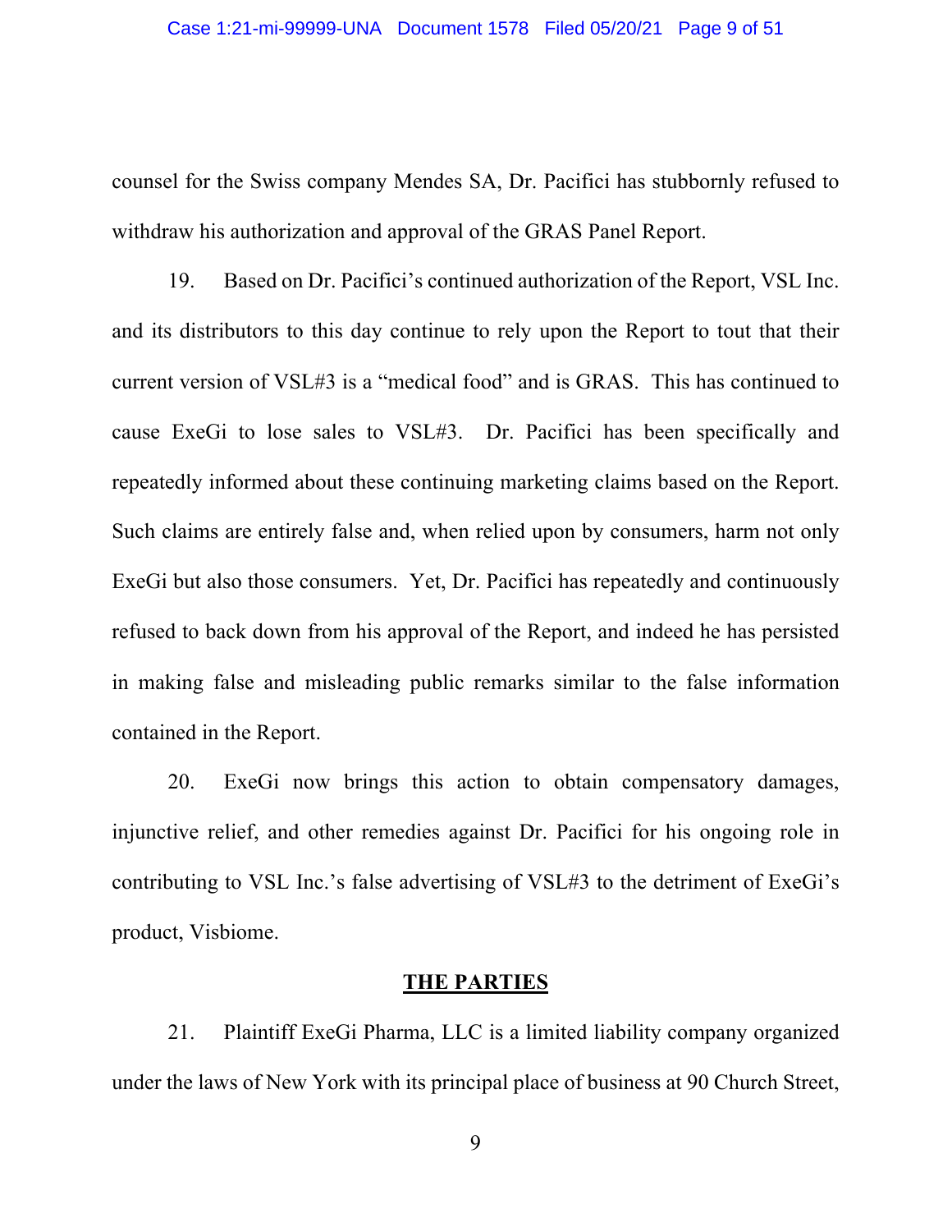counsel for the Swiss company Mendes SA, Dr. Pacifici has stubbornly refused to withdraw his authorization and approval of the GRAS Panel Report.

19. Based on Dr. Pacifici's continued authorization of the Report, VSL Inc. and its distributors to this day continue to rely upon the Report to tout that their current version of VSL#3 is a "medical food" and is GRAS. This has continued to cause ExeGi to lose sales to VSL#3. Dr. Pacifici has been specifically and repeatedly informed about these continuing marketing claims based on the Report. Such claims are entirely false and, when relied upon by consumers, harm not only ExeGi but also those consumers. Yet, Dr. Pacifici has repeatedly and continuously refused to back down from his approval of the Report, and indeed he has persisted in making false and misleading public remarks similar to the false information contained in the Report.

20. ExeGi now brings this action to obtain compensatory damages, injunctive relief, and other remedies against Dr. Pacifici for his ongoing role in contributing to VSL Inc.'s false advertising of VSL#3 to the detriment of ExeGi's product, Visbiome.

## THE PARTIES

21. Plaintiff ExeGi Pharma, LLC is a limited liability company organized under the laws of New York with its principal place of business at 90 Church Street,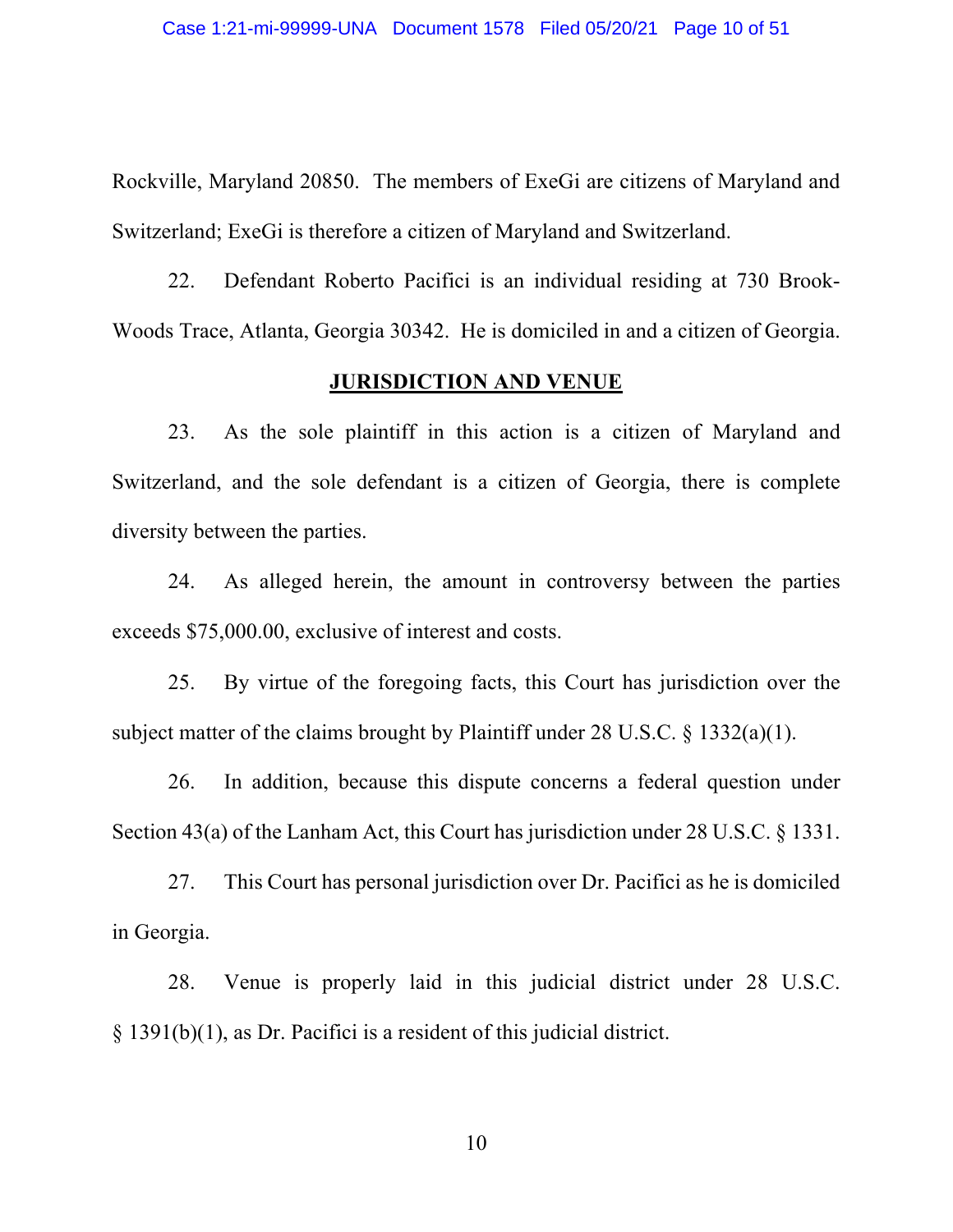Rockville, Maryland 20850. The members of ExeGi are citizens of Maryland and Switzerland; ExeGi is therefore a citizen of Maryland and Switzerland.

22. Defendant Roberto Pacifici is an individual residing at 730 Brook-Woods Trace, Atlanta, Georgia 30342. He is domiciled in and a citizen of Georgia.

## JURISDICTION AND VENUE

23. As the sole plaintiff in this action is a citizen of Maryland and Switzerland, and the sole defendant is a citizen of Georgia, there is complete diversity between the parties.

24. As alleged herein, the amount in controversy between the parties exceeds $75,000.00, exclusive of interest and costs.

25. By virtue of the foregoing facts, this Court has jurisdiction over the subject matter of the claims brought by Plaintiff under 28 U.S.C. § 1332(a)(1).

26. In addition, because this dispute concerns a federal question under Section 43(a) of the Lanham Act, this Court has jurisdiction under 28 U.S.C. § 1331.

27. This Court has personal jurisdiction over Dr. Pacifici as he is domiciled in Georgia.

28. Venue is properly laid in this judicial district under 28 U.S.C. § 1391(b)(1), as Dr. Pacifici is a resident of this judicial district.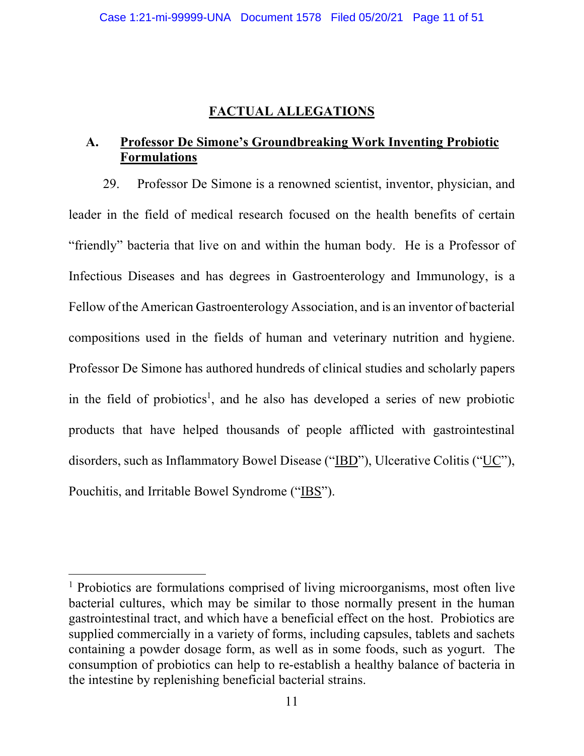# FACTUAL ALLEGATIONS

## A. Professor De Simone's Groundbreaking Work Inventing Probiotic Formulations

29. Professor De Simone is a renowned scientist, inventor, physician, and leader in the field of medical research focused on the health benefits of certain "friendly" bacteria that live on and within the human body. He is a Professor of Infectious Diseases and has degrees in Gastroenterology and Immunology, is a Fellow of the American Gastroenterology Association, and is an inventor of bacterial compositions used in the fields of human and veterinary nutrition and hygiene. Professor De Simone has authored hundreds of clinical studies and scholarly papers in the field of probiotics[1], and he also has developed a series of new probiotic products that have helped thousands of people afflicted with gastrointestinal disorders, such as Inflammatory Bowel Disease ("IBD"), Ulcerative Colitis ("UC"), Pouchitis, and Irritable Bowel Syndrome ("IBS").

---

[1] Probiotics are formulations comprised of living microorganisms, most often live bacterial cultures, which may be similar to those normally present in the human gastrointestinal tract, and which have a beneficial effect on the host. Probiotics are supplied commercially in a variety of forms, including capsules, tablets and sachets containing a powder dosage form, as well as in some foods, such as yogurt. The consumption of probiotics can help to re-establish a healthy balance of bacteria in the intestine by replenishing beneficial bacterial strains.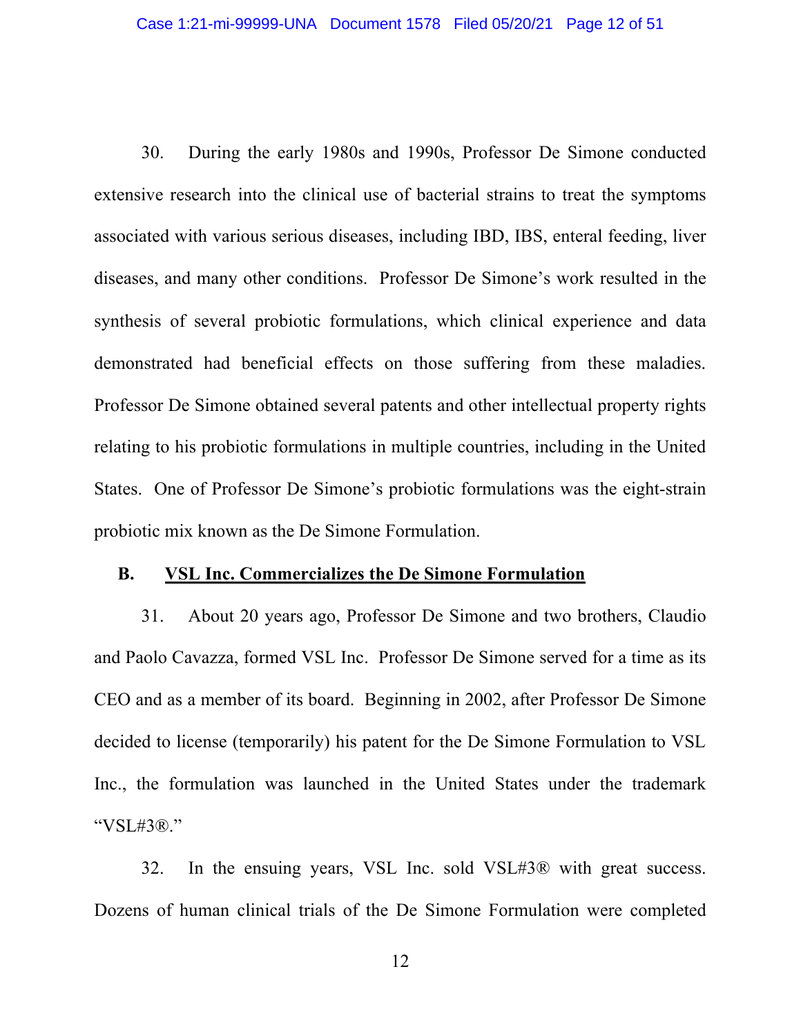30. During the early 1980s and 1990s, Professor De Simone conducted extensive research into the clinical use of bacterial strains to treat the symptoms associated with various serious diseases, including IBD, IBS, enteral feeding, liver diseases, and many other conditions. Professor De Simone's work resulted in the synthesis of several probiotic formulations, which clinical experience and data demonstrated had beneficial effects on those suffering from these maladies. Professor De Simone obtained several patents and other intellectual property rights relating to his probiotic formulations in multiple countries, including in the United States. One of Professor De Simone's probiotic formulations was the eight-strain probiotic mix known as the De Simone Formulation.

### B. <u>VSL Inc. Commercializes the De Simone Formulation</u>

31. About 20 years ago, Professor De Simone and two brothers, Claudio and Paolo Cavazza, formed VSL Inc. Professor De Simone served for a time as its CEO and as a member of its board. Beginning in 2002, after Professor De Simone decided to license (temporarily) his patent for the De Simone Formulation to VSL Inc., the formulation was launched in the United States under the trademark "VSL#3®."

32. In the ensuing years, VSL Inc. sold VSL#3® with great success. Dozens of human clinical trials of the De Simone Formulation were completed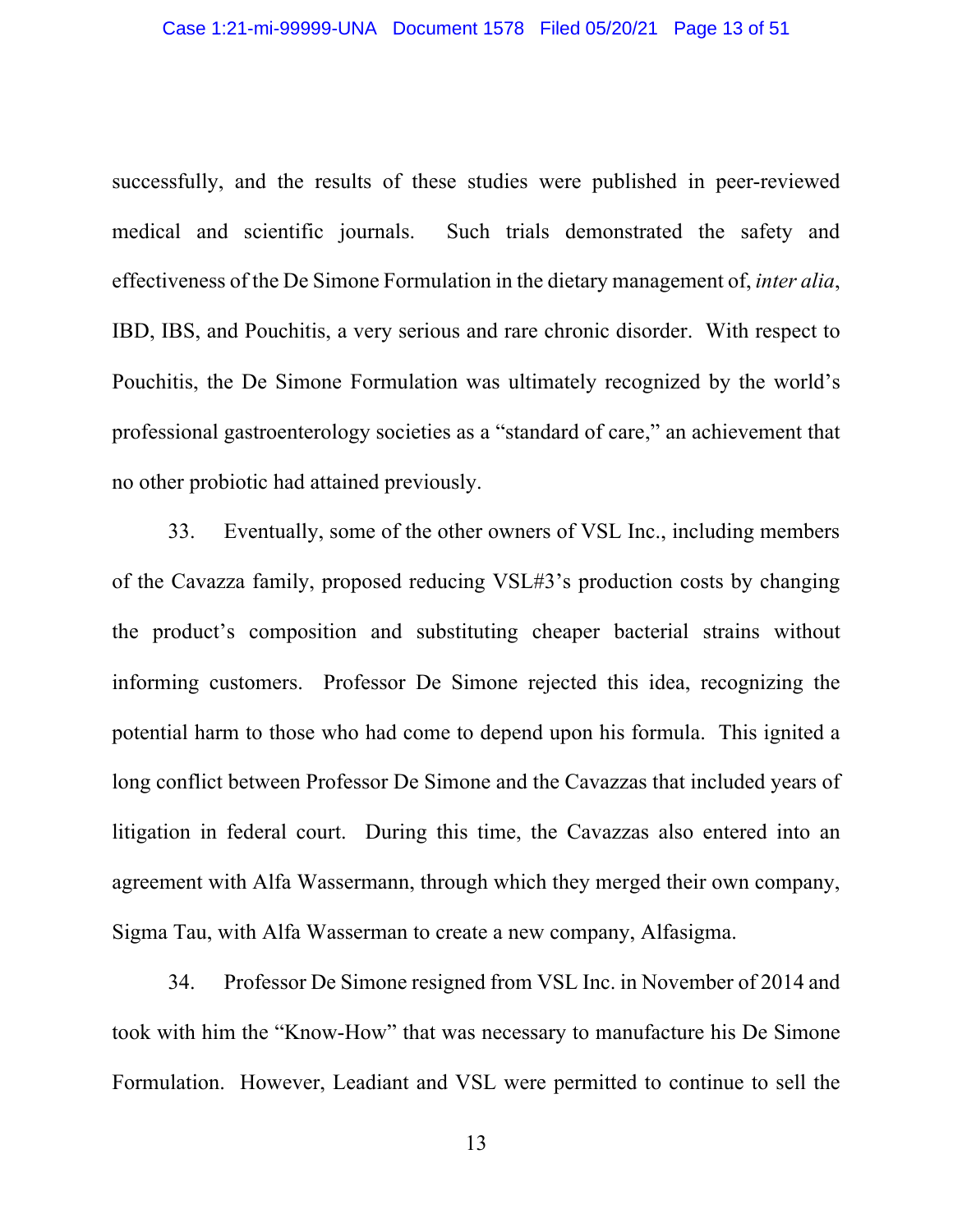successfully, and the results of these studies were published in peer-reviewed medical and scientific journals. Such trials demonstrated the safety and effectiveness of the De Simone Formulation in the dietary management of, *inter alia*, IBD, IBS, and Pouchitis, a very serious and rare chronic disorder. With respect to Pouchitis, the De Simone Formulation was ultimately recognized by the world's professional gastroenterology societies as a "standard of care," an achievement that no other probiotic had attained previously.

33. Eventually, some of the other owners of VSL Inc., including members of the Cavazza family, proposed reducing VSL#3's production costs by changing the product's composition and substituting cheaper bacterial strains without informing customers. Professor De Simone rejected this idea, recognizing the potential harm to those who had come to depend upon his formula. This ignited a long conflict between Professor De Simone and the Cavazzas that included years of litigation in federal court. During this time, the Cavazzas also entered into an agreement with Alfa Wassermann, through which they merged their own company, Sigma Tau, with Alfa Wasserman to create a new company, Alfasigma.

34. Professor De Simone resigned from VSL Inc. in November of 2014 and took with him the "Know-How" that was necessary to manufacture his De Simone Formulation. However, Leadiant and VSL were permitted to continue to sell the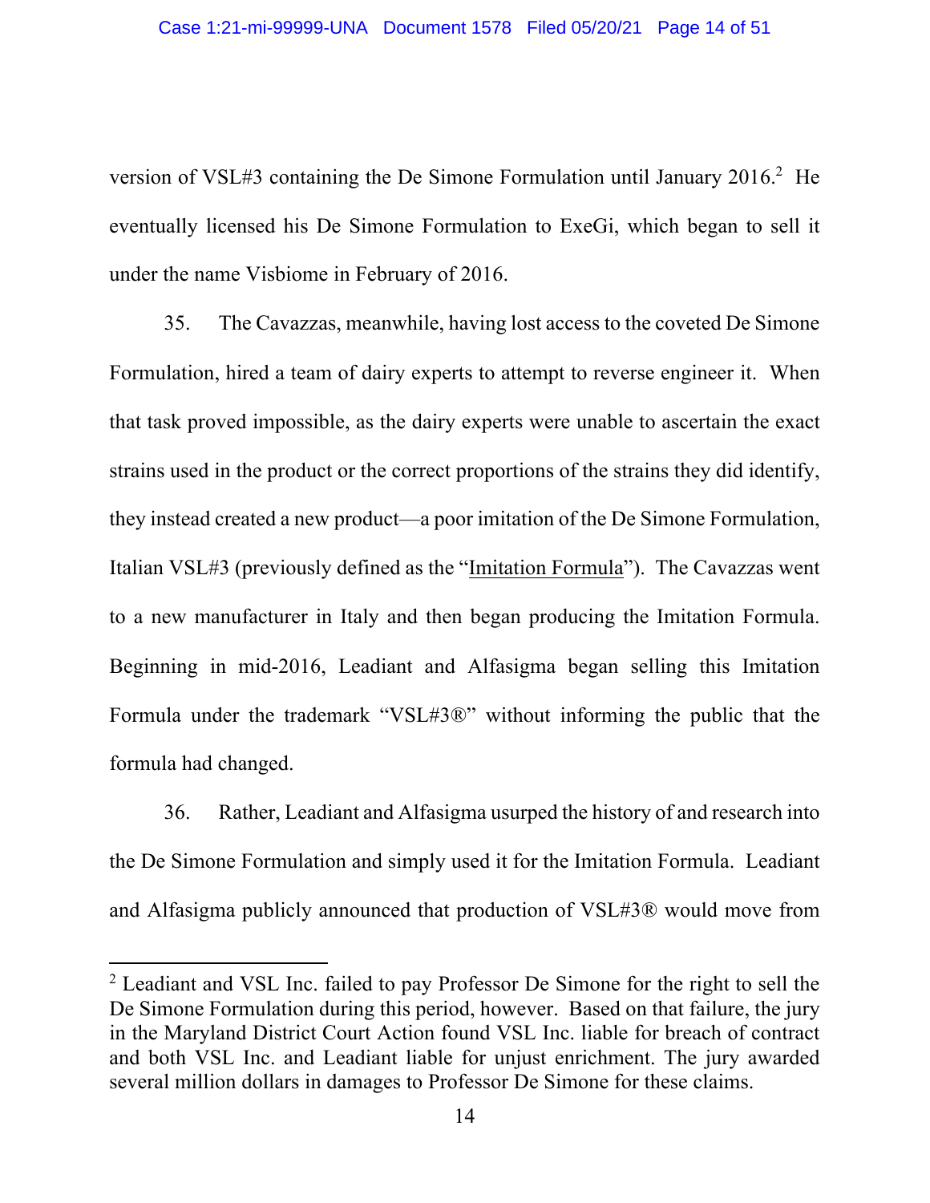version of VSL#3 containing the De Simone Formulation until January 2016.[2] He eventually licensed his De Simone Formulation to ExeGi, which began to sell it under the name Visbiome in February of 2016.

35. The Cavazzas, meanwhile, having lost access to the coveted De Simone Formulation, hired a team of dairy experts to attempt to reverse engineer it. When that task proved impossible, as the dairy experts were unable to ascertain the exact strains used in the product or the correct proportions of the strains they did identify, they instead created a new product—a poor imitation of the De Simone Formulation, Italian VSL#3 (previously defined as the "Imitation Formula"). The Cavazzas went to a new manufacturer in Italy and then began producing the Imitation Formula. Beginning in mid-2016, Leadiant and Alfasigma began selling this Imitation Formula under the trademark "VSL#3®" without informing the public that the formula had changed.

36. Rather, Leadiant and Alfasigma usurped the history of and research into the De Simone Formulation and simply used it for the Imitation Formula. Leadiant and Alfasigma publicly announced that production of VSL#3® would move from

[2] Leadiant and VSL Inc. failed to pay Professor De Simone for the right to sell the De Simone Formulation during this period, however. Based on that failure, the jury in the Maryland District Court Action found VSL Inc. liable for breach of contract and both VSL Inc. and Leadiant liable for unjust enrichment. The jury awarded several million dollars in damages to Professor De Simone for these claims.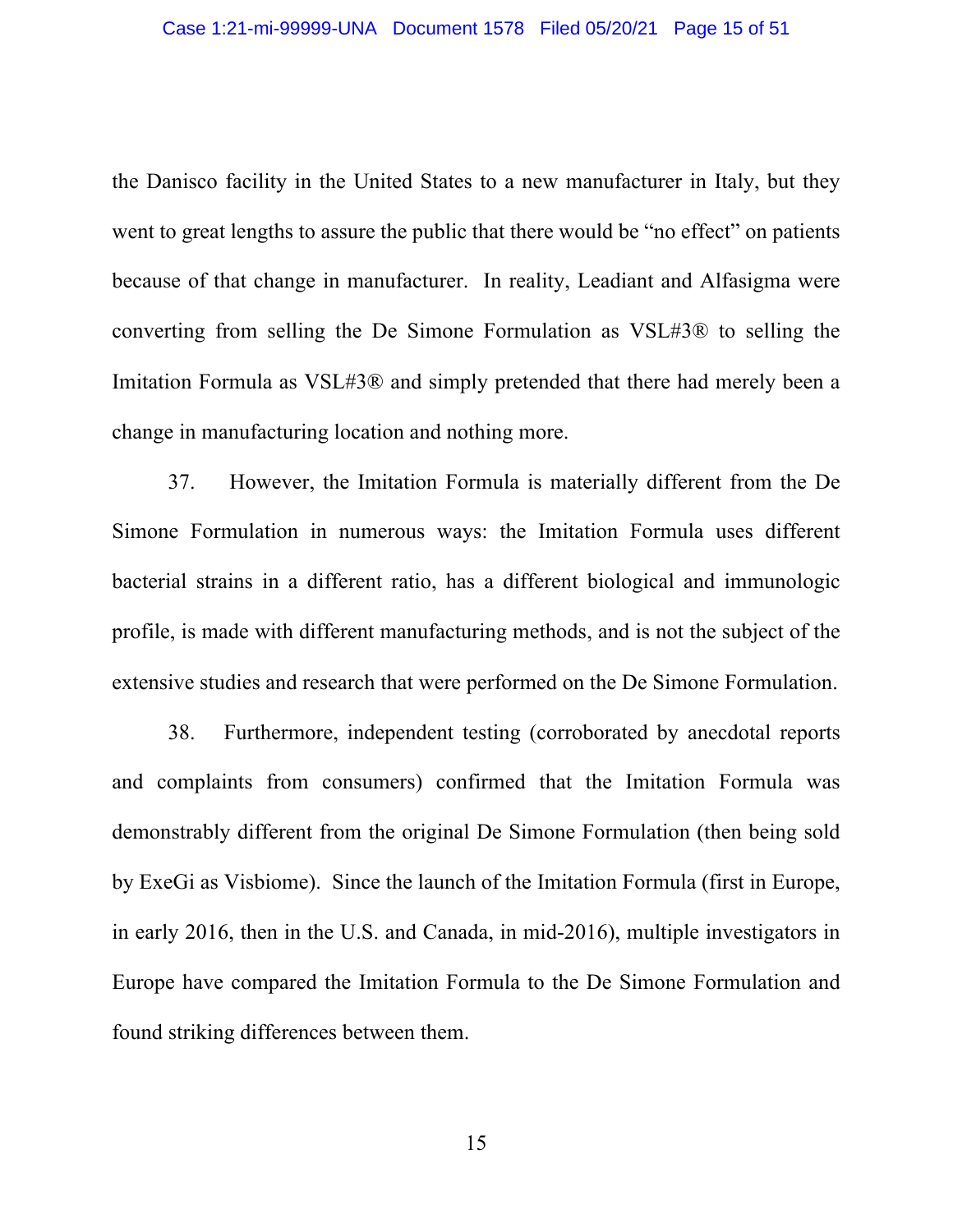the Danisco facility in the United States to a new manufacturer in Italy, but they went to great lengths to assure the public that there would be "no effect" on patients because of that change in manufacturer. In reality, Leadiant and Alfasigma were converting from selling the De Simone Formulation as VSL#3® to selling the Imitation Formula as VSL#3® and simply pretended that there had merely been a change in manufacturing location and nothing more.

37. However, the Imitation Formula is materially different from the De Simone Formulation in numerous ways: the Imitation Formula uses different bacterial strains in a different ratio, has a different biological and immunologic profile, is made with different manufacturing methods, and is not the subject of the extensive studies and research that were performed on the De Simone Formulation.

38. Furthermore, independent testing (corroborated by anecdotal reports and complaints from consumers) confirmed that the Imitation Formula was demonstrably different from the original De Simone Formulation (then being sold by ExeGi as Visbiome). Since the launch of the Imitation Formula (first in Europe, in early 2016, then in the U.S. and Canada, in mid-2016), multiple investigators in Europe have compared the Imitation Formula to the De Simone Formulation and found striking differences between them.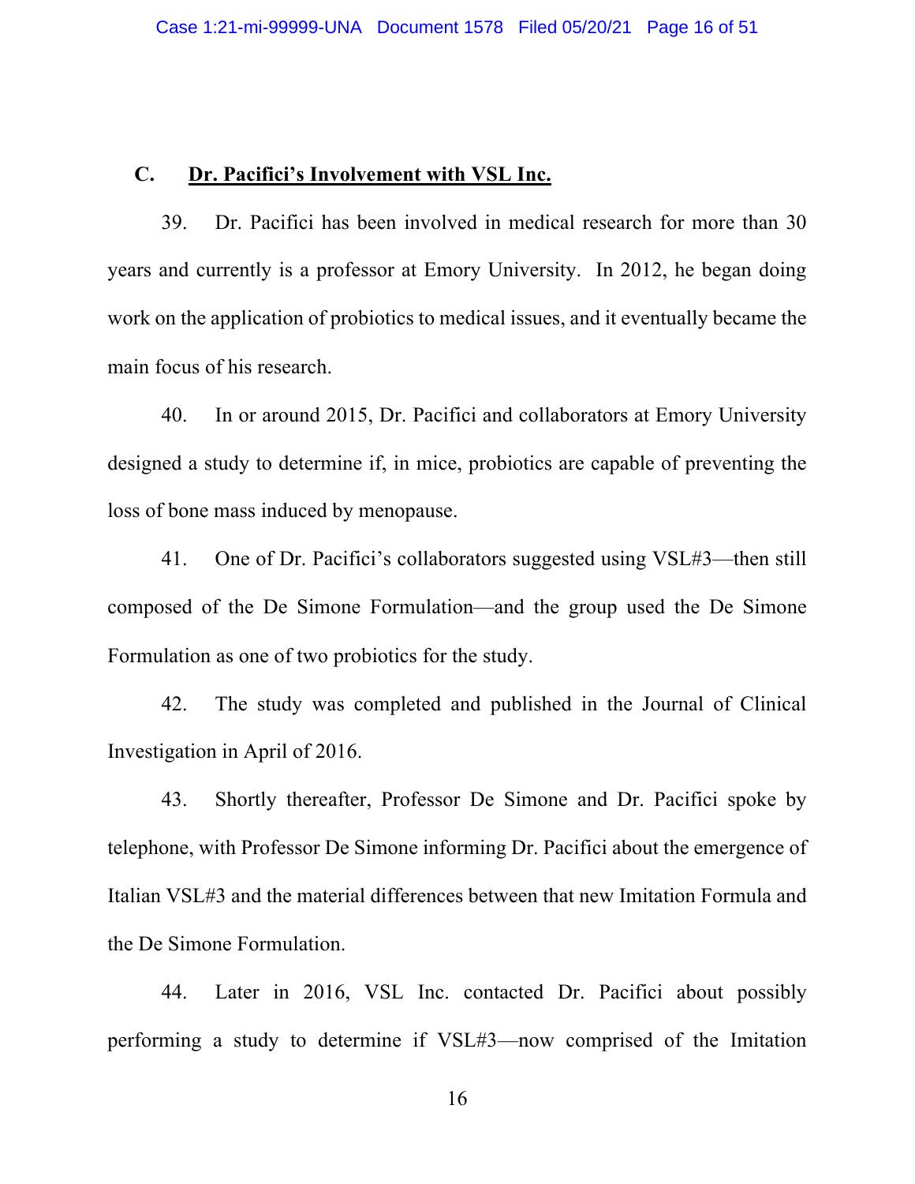### C. <u>Dr. Pacifici's Involvement with VSL Inc.</u>

39. Dr. Pacifici has been involved in medical research for more than 30 years and currently is a professor at Emory University. In 2012, he began doing work on the application of probiotics to medical issues, and it eventually became the main focus of his research.

40. In or around 2015, Dr. Pacifici and collaborators at Emory University designed a study to determine if, in mice, probiotics are capable of preventing the loss of bone mass induced by menopause.

41. One of Dr. Pacifici's collaborators suggested using VSL#3—then still composed of the De Simone Formulation—and the group used the De Simone Formulation as one of two probiotics for the study.

42. The study was completed and published in the Journal of Clinical Investigation in April of 2016.

43. Shortly thereafter, Professor De Simone and Dr. Pacifici spoke by telephone, with Professor De Simone informing Dr. Pacifici about the emergence of Italian VSL#3 and the material differences between that new Imitation Formula and the De Simone Formulation.

44. Later in 2016, VSL Inc. contacted Dr. Pacifici about possibly performing a study to determine if VSL#3—now comprised of the Imitation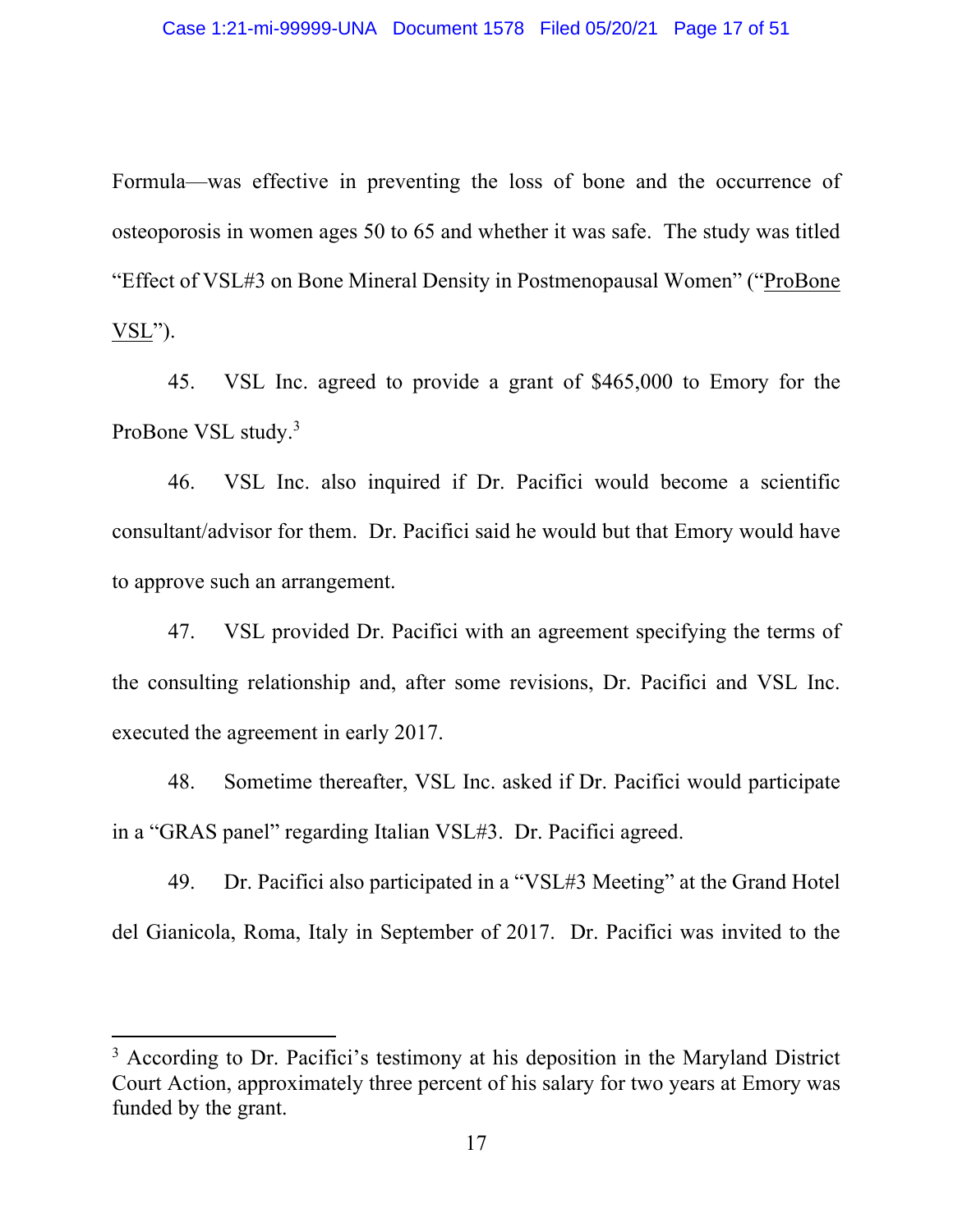Formula—was effective in preventing the loss of bone and the occurrence of osteoporosis in women ages 50 to 65 and whether it was safe. The study was titled "Effect of VSL#3 on Bone Mineral Density in Postmenopausal Women" ("ProBone VSL").

45. VSL Inc. agreed to provide a grant of $465,000 to Emory for the ProBone VSL study.[3]

46. VSL Inc. also inquired if Dr. Pacifici would become a scientific consultant/advisor for them. Dr. Pacifici said he would but that Emory would have to approve such an arrangement.

47. VSL provided Dr. Pacifici with an agreement specifying the terms of the consulting relationship and, after some revisions, Dr. Pacifici and VSL Inc. executed the agreement in early 2017.

48. Sometime thereafter, VSL Inc. asked if Dr. Pacifici would participate in a "GRAS panel" regarding Italian VSL#3. Dr. Pacifici agreed.

49. Dr. Pacifici also participated in a "VSL#3 Meeting" at the Grand Hotel del Gianicola, Roma, Italy in September of 2017. Dr. Pacifici was invited to the

---

[3] According to Dr. Pacifici's testimony at his deposition in the Maryland District Court Action, approximately three percent of his salary for two years at Emory was funded by the grant.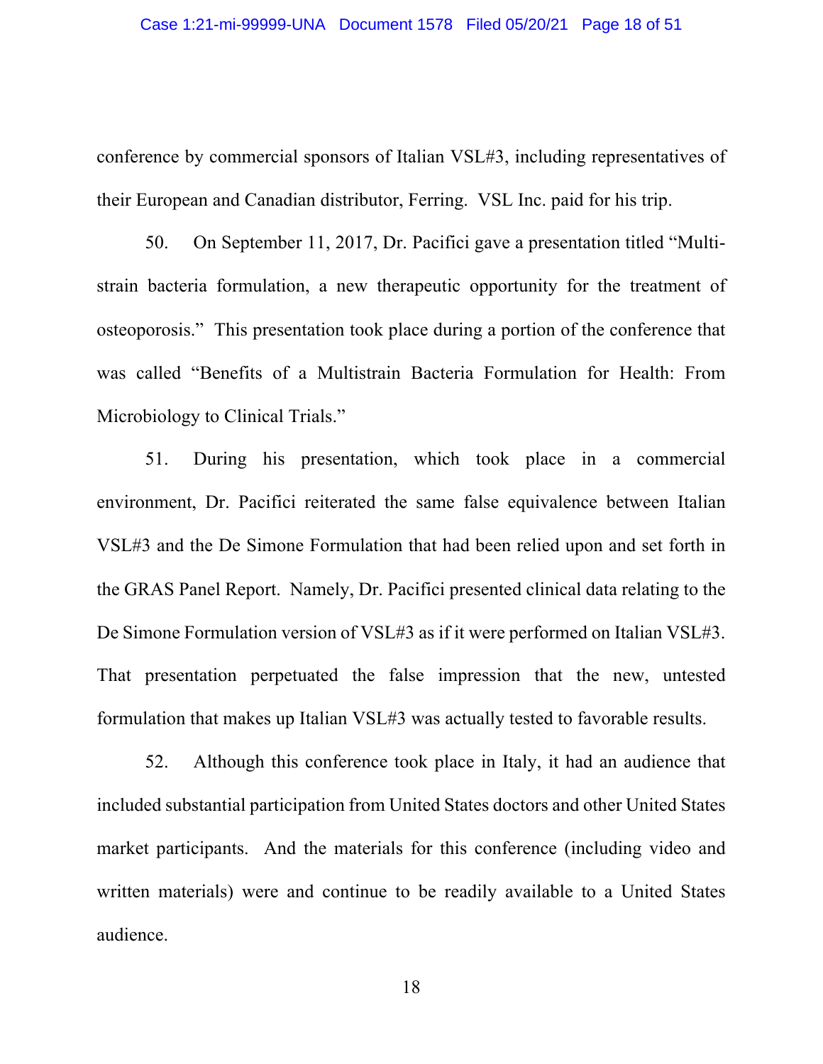conference by commercial sponsors of Italian VSL#3, including representatives of their European and Canadian distributor, Ferring. VSL Inc. paid for his trip.

50. On September 11, 2017, Dr. Pacifici gave a presentation titled "Multi-strain bacteria formulation, a new therapeutic opportunity for the treatment of osteoporosis." This presentation took place during a portion of the conference that was called "Benefits of a Multistrain Bacteria Formulation for Health: From Microbiology to Clinical Trials."

51. During his presentation, which took place in a commercial environment, Dr. Pacifici reiterated the same false equivalence between Italian VSL#3 and the De Simone Formulation that had been relied upon and set forth in the GRAS Panel Report. Namely, Dr. Pacifici presented clinical data relating to the De Simone Formulation version of VSL#3 as if it were performed on Italian VSL#3. That presentation perpetuated the false impression that the new, untested formulation that makes up Italian VSL#3 was actually tested to favorable results.

52. Although this conference took place in Italy, it had an audience that included substantial participation from United States doctors and other United States market participants. And the materials for this conference (including video and written materials) were and continue to be readily available to a United States audience.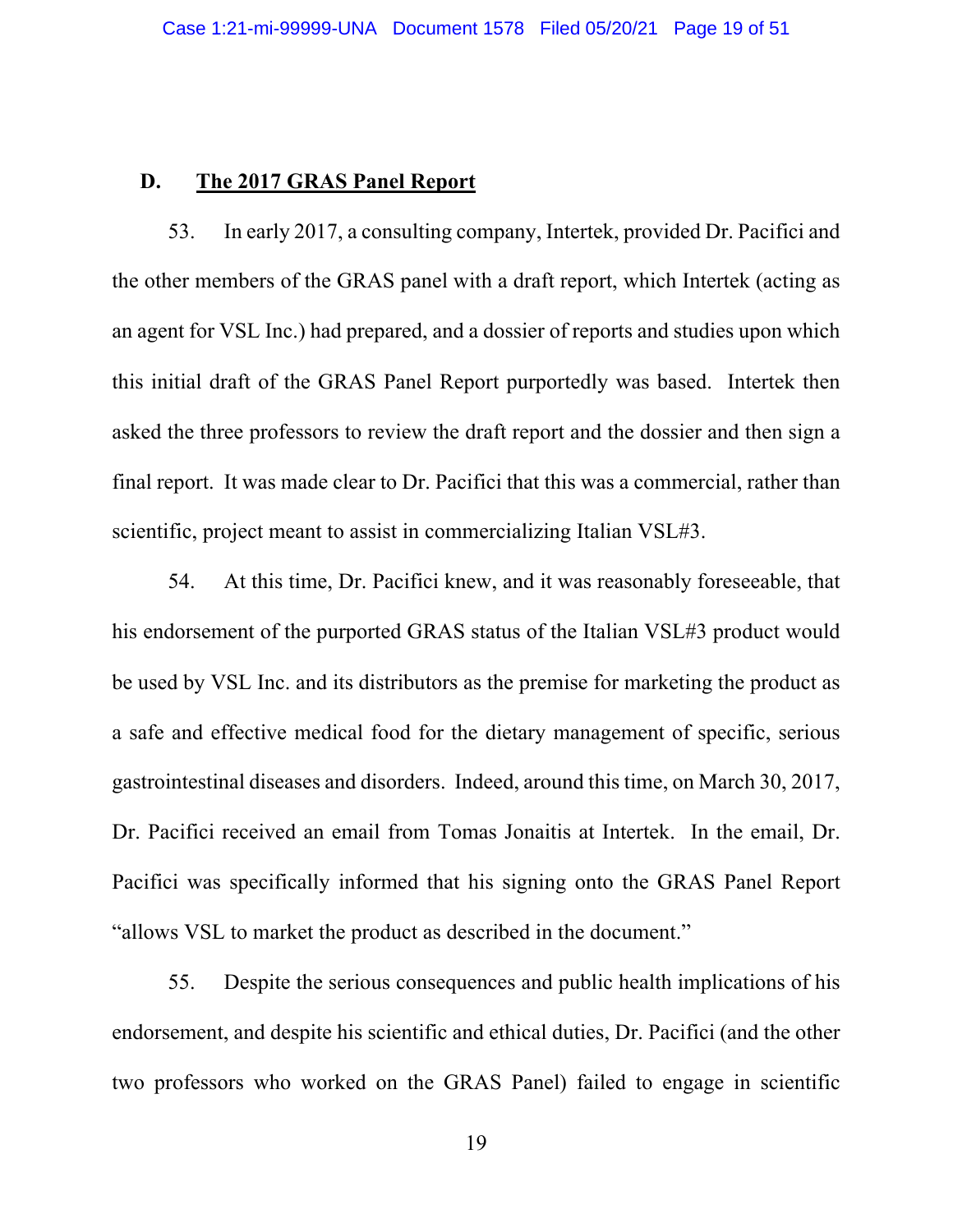## D. **The 2017 GRAS Panel Report**

53. In early 2017, a consulting company, Intertek, provided Dr. Pacifici and the other members of the GRAS panel with a draft report, which Intertek (acting as an agent for VSL Inc.) had prepared, and a dossier of reports and studies upon which this initial draft of the GRAS Panel Report purportedly was based. Intertek then asked the three professors to review the draft report and the dossier and then sign a final report. It was made clear to Dr. Pacifici that this was a commercial, rather than scientific, project meant to assist in commercializing Italian VSL#3.

54. At this time, Dr. Pacifici knew, and it was reasonably foreseeable, that his endorsement of the purported GRAS status of the Italian VSL#3 product would be used by VSL Inc. and its distributors as the premise for marketing the product as a safe and effective medical food for the dietary management of specific, serious gastrointestinal diseases and disorders. Indeed, around this time, on March 30, 2017, Dr. Pacifici received an email from Tomas Jonaitis at Intertek. In the email, Dr. Pacifici was specifically informed that his signing onto the GRAS Panel Report "allows VSL to market the product as described in the document."

55. Despite the serious consequences and public health implications of his endorsement, and despite his scientific and ethical duties, Dr. Pacifici (and the other two professors who worked on the GRAS Panel) failed to engage in scientific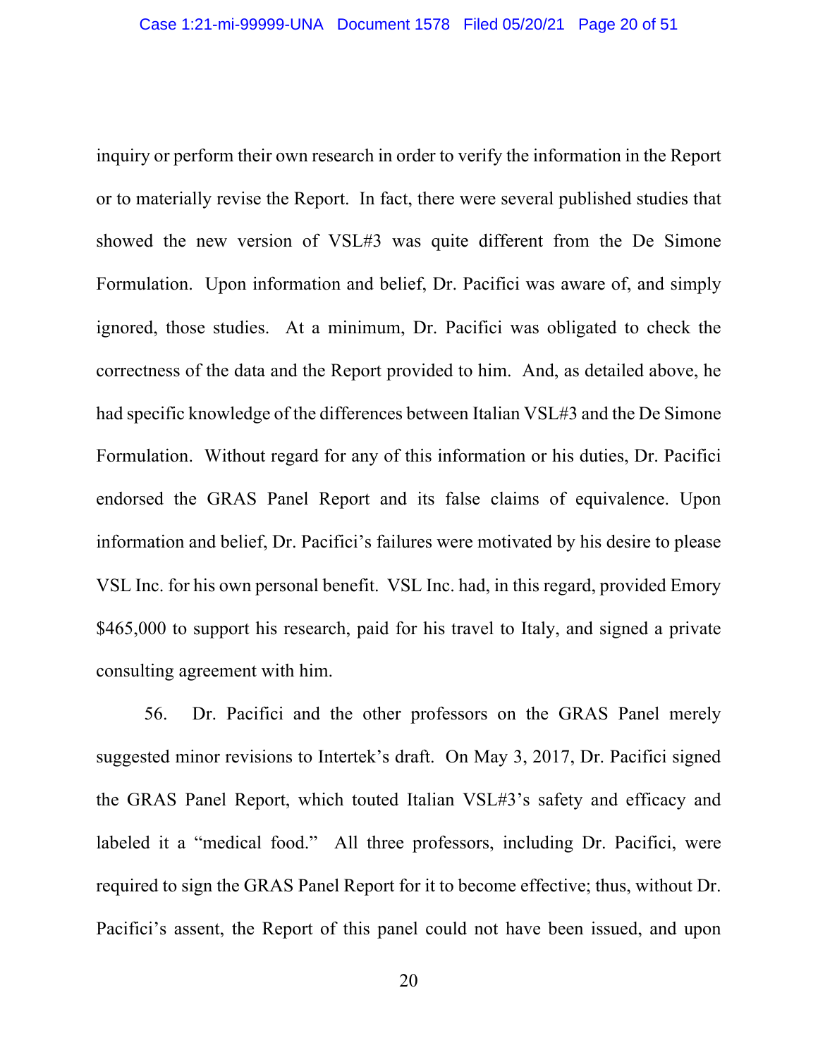inquiry or perform their own research in order to verify the information in the Report or to materially revise the Report. In fact, there were several published studies that showed the new version of VSL#3 was quite different from the De Simone Formulation. Upon information and belief, Dr. Pacifici was aware of, and simply ignored, those studies. At a minimum, Dr. Pacifici was obligated to check the correctness of the data and the Report provided to him. And, as detailed above, he had specific knowledge of the differences between Italian VSL#3 and the De Simone Formulation. Without regard for any of this information or his duties, Dr. Pacifici endorsed the GRAS Panel Report and its false claims of equivalence. Upon information and belief, Dr. Pacifici's failures were motivated by his desire to please VSL Inc. for his own personal benefit. VSL Inc. had, in this regard, provided Emory $465,000 to support his research, paid for his travel to Italy, and signed a private consulting agreement with him.

56. Dr. Pacifici and the other professors on the GRAS Panel merely suggested minor revisions to Intertek's draft. On May 3, 2017, Dr. Pacifici signed the GRAS Panel Report, which touted Italian VSL#3's safety and efficacy and labeled it a "medical food." All three professors, including Dr. Pacifici, were required to sign the GRAS Panel Report for it to become effective; thus, without Dr. Pacifici's assent, the Report of this panel could not have been issued, and upon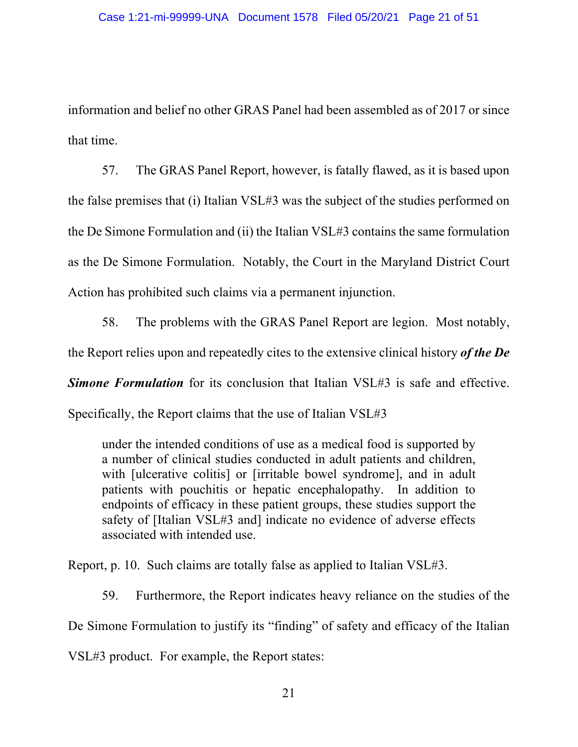information and belief no other GRAS Panel had been assembled as of 2017 or since that time.

57. The GRAS Panel Report, however, is fatally flawed, as it is based upon the false premises that (i) Italian VSL#3 was the subject of the studies performed on the De Simone Formulation and (ii) the Italian VSL#3 contains the same formulation as the De Simone Formulation. Notably, the Court in the Maryland District Court Action has prohibited such claims via a permanent injunction.

58. The problems with the GRAS Panel Report are legion. Most notably, the Report relies upon and repeatedly cites to the extensive clinical history ***of the De Simone Formulation*** for its conclusion that Italian VSL#3 is safe and effective. Specifically, the Report claims that the use of Italian VSL#3

> under the intended conditions of use as a medical food is supported by a number of clinical studies conducted in adult patients and children, with [ulcerative colitis] or [irritable bowel syndrome], and in adult patients with pouchitis or hepatic encephalopathy. In addition to endpoints of efficacy in these patient groups, these studies support the safety of [Italian VSL#3 and] indicate no evidence of adverse effects associated with intended use.

Report, p. 10. Such claims are totally false as applied to Italian VSL#3.

59. Furthermore, the Report indicates heavy reliance on the studies of the De Simone Formulation to justify its "finding" of safety and efficacy of the Italian VSL#3 product. For example, the Report states: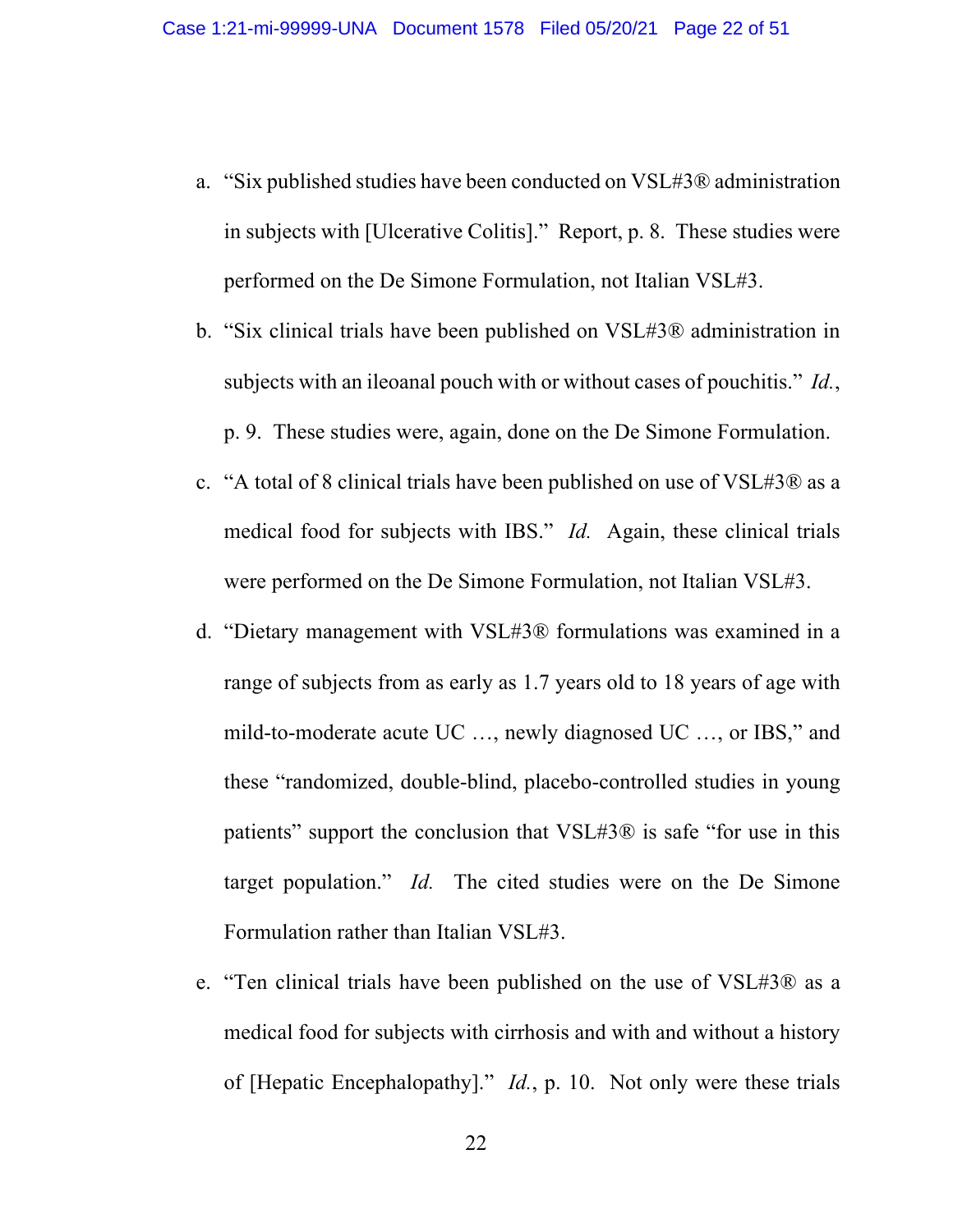a. "Six published studies have been conducted on VSL#3® administration in subjects with [Ulcerative Colitis]." Report, p. 8. These studies were performed on the De Simone Formulation, not Italian VSL#3.

b. "Six clinical trials have been published on VSL#3® administration in subjects with an ileoanal pouch with or without cases of pouchitis." *Id.*, p. 9. These studies were, again, done on the De Simone Formulation.

c. "A total of 8 clinical trials have been published on use of VSL#3® as a medical food for subjects with IBS." *Id.* Again, these clinical trials were performed on the De Simone Formulation, not Italian VSL#3.

d. "Dietary management with VSL#3® formulations was examined in a range of subjects from as early as 1.7 years old to 18 years of age with mild-to-moderate acute UC …, newly diagnosed UC …, or IBS," and these "randomized, double-blind, placebo-controlled studies in young patients" support the conclusion that VSL#3® is safe "for use in this target population." *Id.* The cited studies were on the De Simone Formulation rather than Italian VSL#3.

e. "Ten clinical trials have been published on the use of VSL#3® as a medical food for subjects with cirrhosis and with and without a history of [Hepatic Encephalopathy]." *Id.*, p. 10. Not only were these trials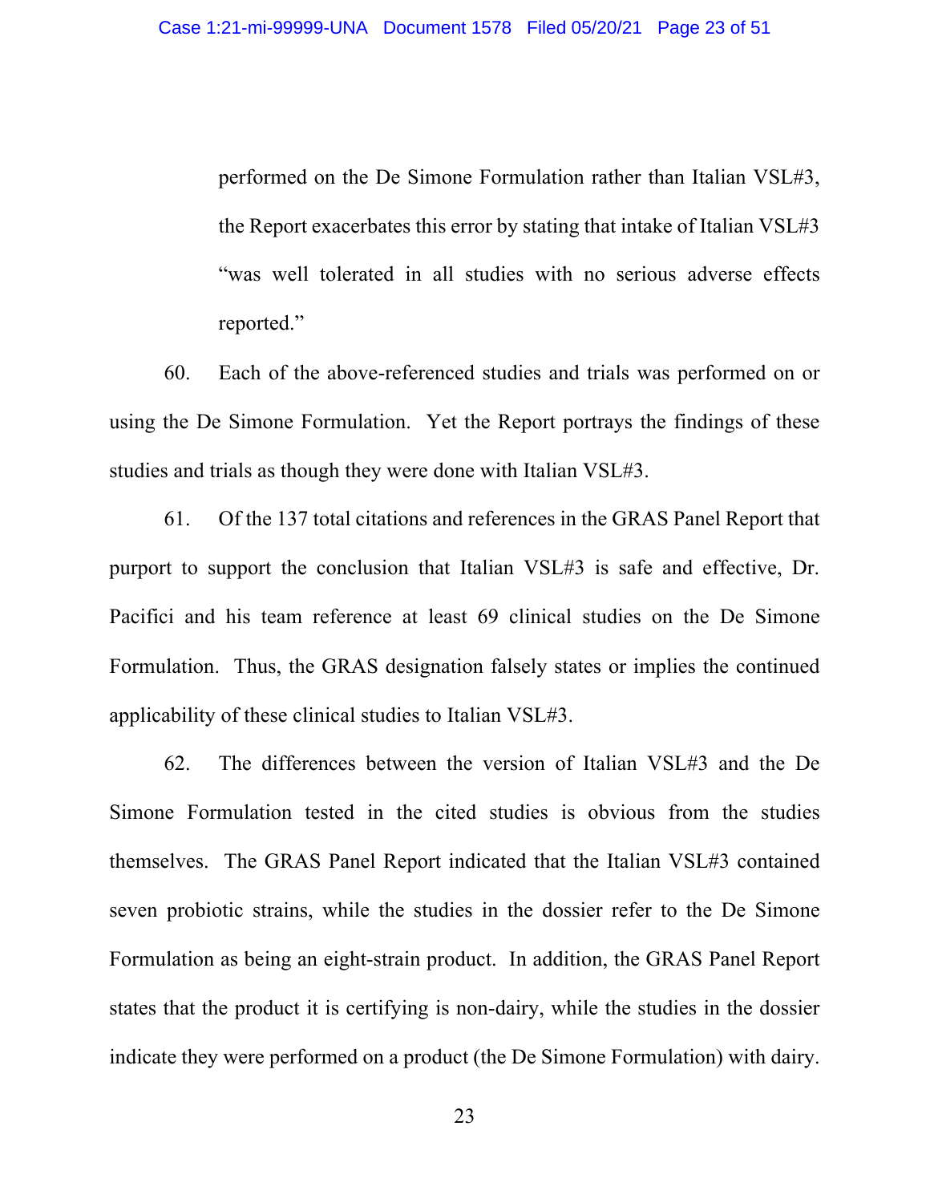performed on the De Simone Formulation rather than Italian VSL#3, the Report exacerbates this error by stating that intake of Italian VSL#3 "was well tolerated in all studies with no serious adverse effects reported."

60. Each of the above-referenced studies and trials was performed on or using the De Simone Formulation. Yet the Report portrays the findings of these studies and trials as though they were done with Italian VSL#3.

61. Of the 137 total citations and references in the GRAS Panel Report that purport to support the conclusion that Italian VSL#3 is safe and effective, Dr. Pacifici and his team reference at least 69 clinical studies on the De Simone Formulation. Thus, the GRAS designation falsely states or implies the continued applicability of these clinical studies to Italian VSL#3.

62. The differences between the version of Italian VSL#3 and the De Simone Formulation tested in the cited studies is obvious from the studies themselves. The GRAS Panel Report indicated that the Italian VSL#3 contained seven probiotic strains, while the studies in the dossier refer to the De Simone Formulation as being an eight-strain product. In addition, the GRAS Panel Report states that the product it is certifying is non-dairy, while the studies in the dossier indicate they were performed on a product (the De Simone Formulation) with dairy.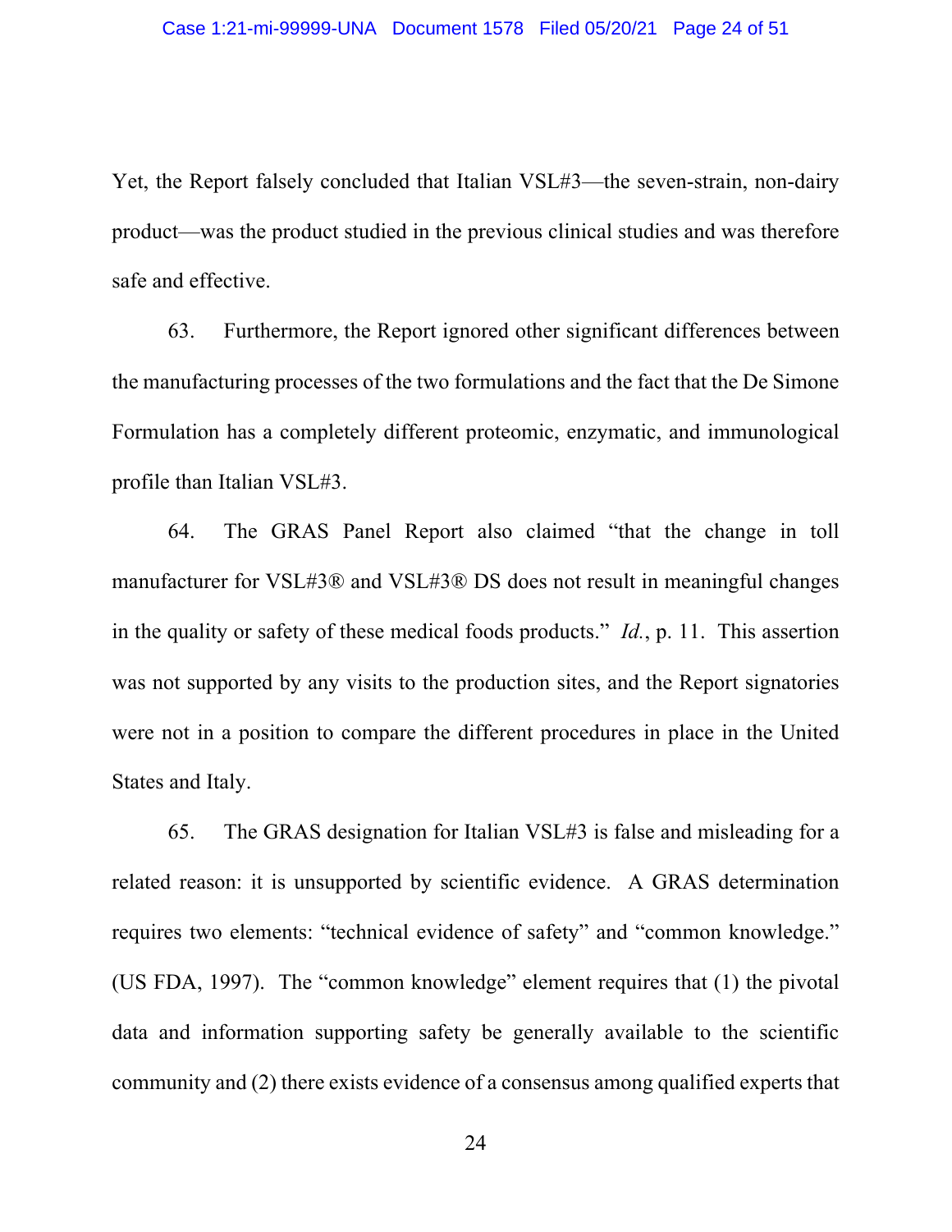Yet, the Report falsely concluded that Italian VSL#3—the seven-strain, non-dairy product—was the product studied in the previous clinical studies and was therefore safe and effective.

63. Furthermore, the Report ignored other significant differences between the manufacturing processes of the two formulations and the fact that the De Simone Formulation has a completely different proteomic, enzymatic, and immunological profile than Italian VSL#3.

64. The GRAS Panel Report also claimed "that the change in toll manufacturer for VSL#3® and VSL#3® DS does not result in meaningful changes in the quality or safety of these medical foods products." *Id.*, p. 11. This assertion was not supported by any visits to the production sites, and the Report signatories were not in a position to compare the different procedures in place in the United States and Italy.

65. The GRAS designation for Italian VSL#3 is false and misleading for a related reason: it is unsupported by scientific evidence. A GRAS determination requires two elements: "technical evidence of safety" and "common knowledge." (US FDA, 1997). The "common knowledge" element requires that (1) the pivotal data and information supporting safety be generally available to the scientific community and (2) there exists evidence of a consensus among qualified experts that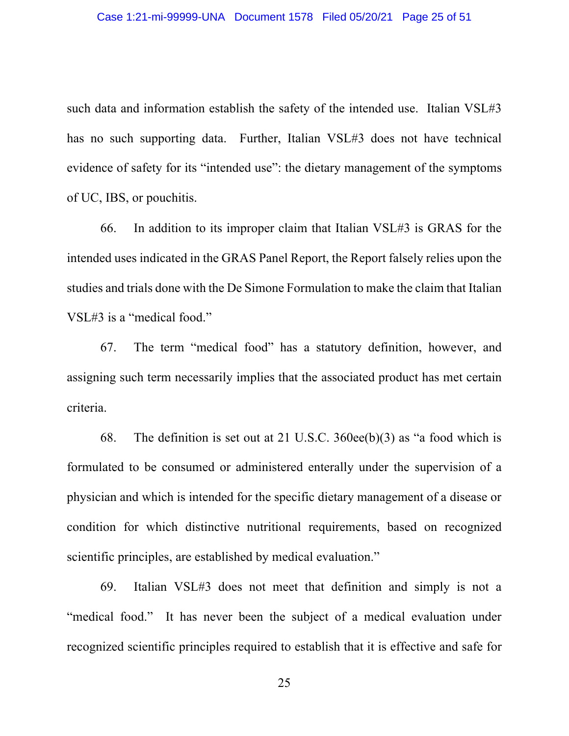such data and information establish the safety of the intended use. Italian VSL#3 has no such supporting data. Further, Italian VSL#3 does not have technical evidence of safety for its "intended use": the dietary management of the symptoms of UC, IBS, or pouchitis.

66. In addition to its improper claim that Italian VSL#3 is GRAS for the intended uses indicated in the GRAS Panel Report, the Report falsely relies upon the studies and trials done with the De Simone Formulation to make the claim that Italian VSL#3 is a "medical food."

67. The term "medical food" has a statutory definition, however, and assigning such term necessarily implies that the associated product has met certain criteria.

68. The definition is set out at 21 U.S.C. 360ee(b)(3) as "a food which is formulated to be consumed or administered enterally under the supervision of a physician and which is intended for the specific dietary management of a disease or condition for which distinctive nutritional requirements, based on recognized scientific principles, are established by medical evaluation."

69. Italian VSL#3 does not meet that definition and simply is not a "medical food." It has never been the subject of a medical evaluation under recognized scientific principles required to establish that it is effective and safe for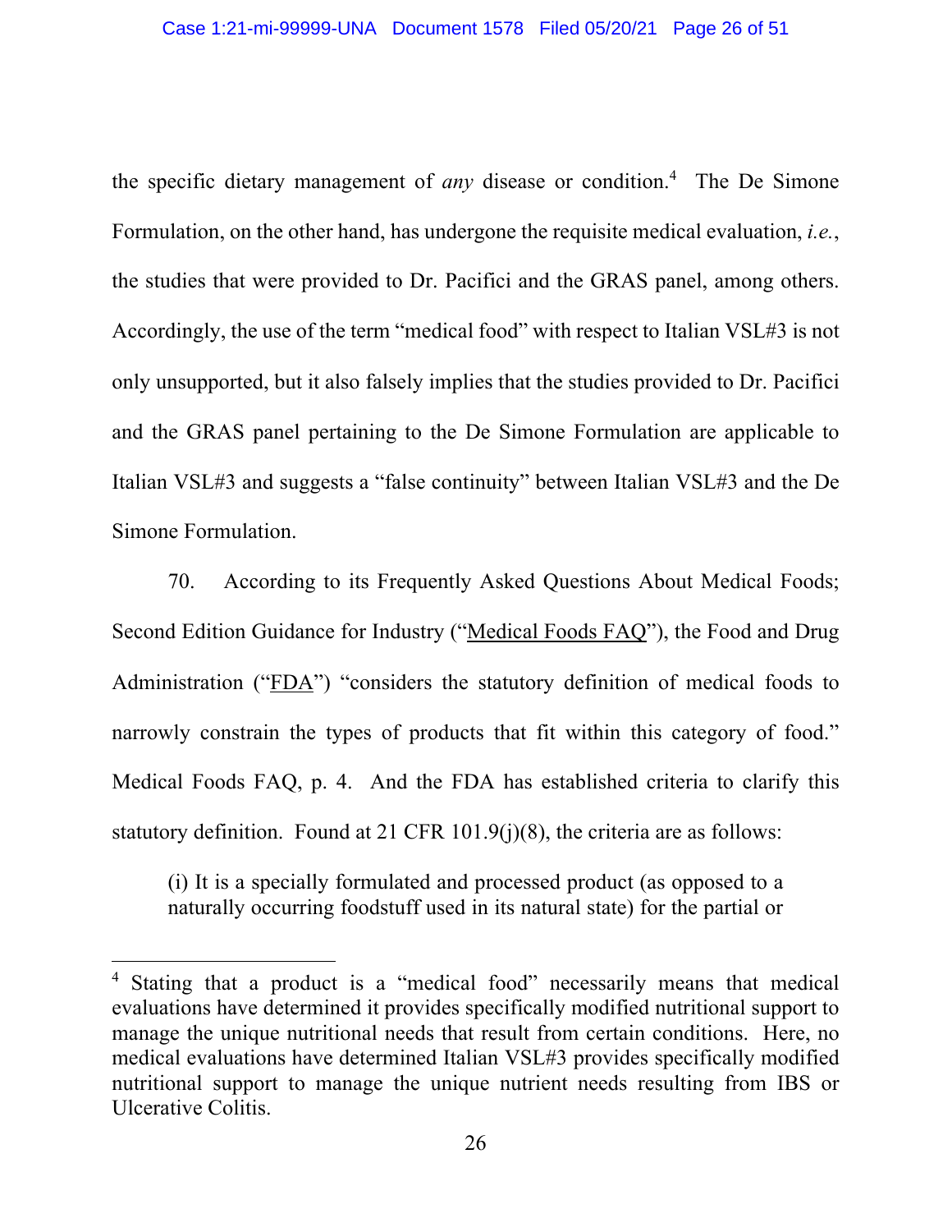the specific dietary management of *any* disease or condition.[4] The De Simone Formulation, on the other hand, has undergone the requisite medical evaluation, *i.e.*, the studies that were provided to Dr. Pacifici and the GRAS panel, among others. Accordingly, the use of the term "medical food" with respect to Italian VSL#3 is not only unsupported, but it also falsely implies that the studies provided to Dr. Pacifici and the GRAS panel pertaining to the De Simone Formulation are applicable to Italian VSL#3 and suggests a "false continuity" between Italian VSL#3 and the De Simone Formulation.

70. According to its Frequently Asked Questions About Medical Foods; Second Edition Guidance for Industry ("Medical Foods FAQ"), the Food and Drug Administration ("FDA") "considers the statutory definition of medical foods to narrowly constrain the types of products that fit within this category of food." Medical Foods FAQ, p. 4. And the FDA has established criteria to clarify this statutory definition. Found at 21 CFR 101.9(j)(8), the criteria are as follows:

> (i) It is a specially formulated and processed product (as opposed to a naturally occurring foodstuff used in its natural state) for the partial or

---

[4] Stating that a product is a "medical food" necessarily means that medical evaluations have determined it provides specifically modified nutritional support to manage the unique nutritional needs that result from certain conditions. Here, no medical evaluations have determined Italian VSL#3 provides specifically modified nutritional support to manage the unique nutrient needs resulting from IBS or Ulcerative Colitis.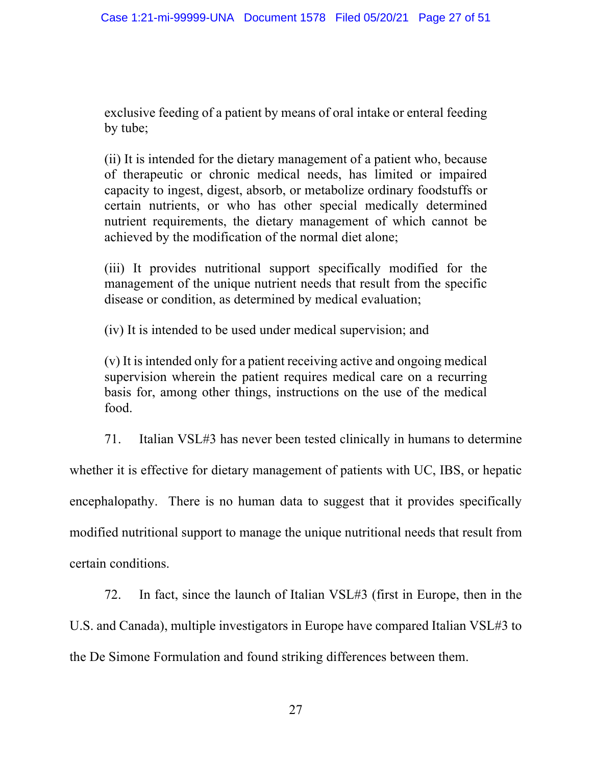> exclusive feeding of a patient by means of oral intake or enteral feeding by tube;
>
> (ii) It is intended for the dietary management of a patient who, because of therapeutic or chronic medical needs, has limited or impaired capacity to ingest, digest, absorb, or metabolize ordinary foodstuffs or certain nutrients, or who has other special medically determined nutrient requirements, the dietary management of which cannot be achieved by the modification of the normal diet alone;
>
> (iii) It provides nutritional support specifically modified for the management of the unique nutrient needs that result from the specific disease or condition, as determined by medical evaluation;
>
> (iv) It is intended to be used under medical supervision; and
>
> (v) It is intended only for a patient receiving active and ongoing medical supervision wherein the patient requires medical care on a recurring basis for, among other things, instructions on the use of the medical food.

71. Italian VSL#3 has never been tested clinically in humans to determine whether it is effective for dietary management of patients with UC, IBS, or hepatic encephalopathy. There is no human data to suggest that it provides specifically modified nutritional support to manage the unique nutritional needs that result from certain conditions.

72. In fact, since the launch of Italian VSL#3 (first in Europe, then in the U.S. and Canada), multiple investigators in Europe have compared Italian VSL#3 to the De Simone Formulation and found striking differences between them.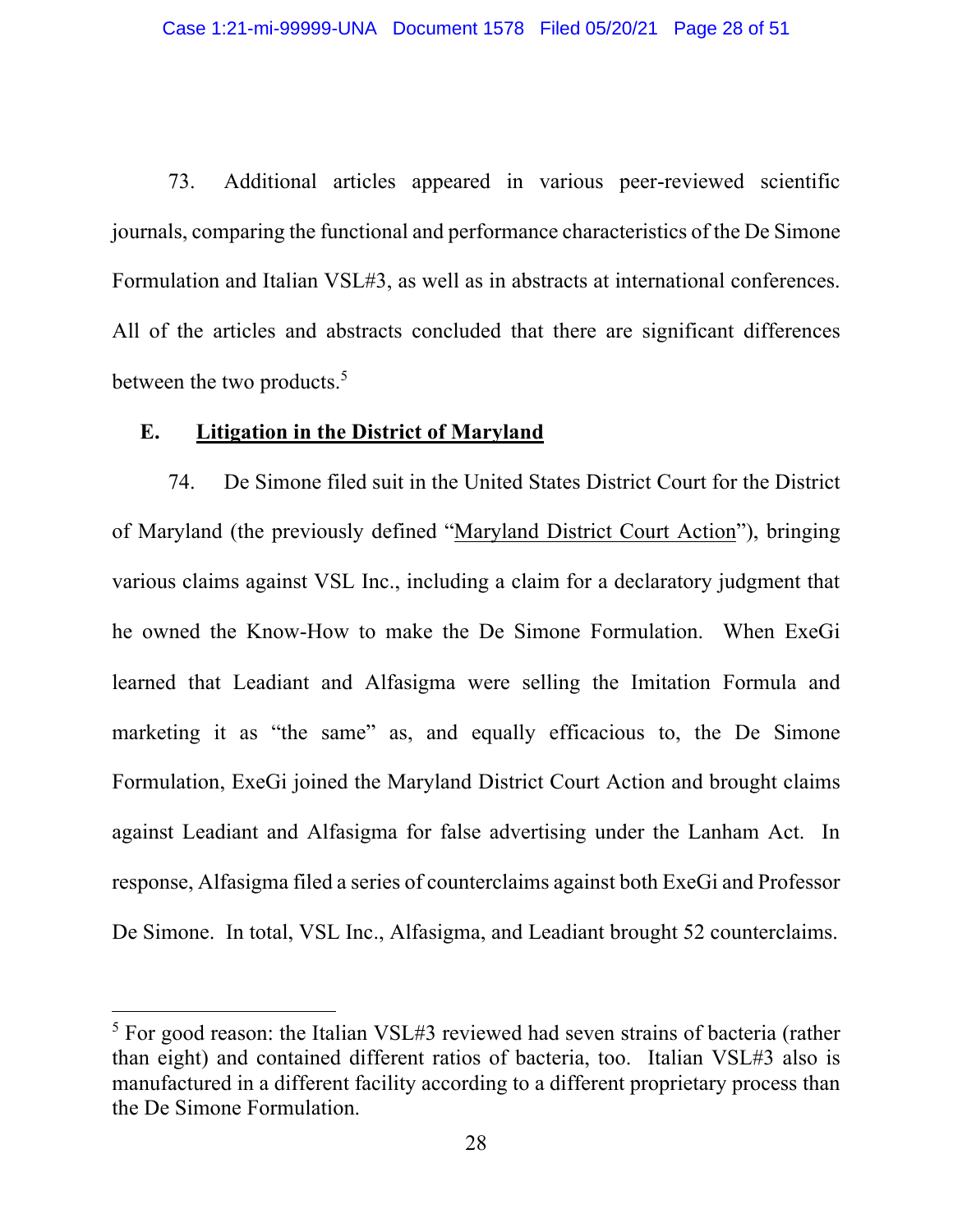73. Additional articles appeared in various peer-reviewed scientific journals, comparing the functional and performance characteristics of the De Simone Formulation and Italian VSL#3, as well as in abstracts at international conferences. All of the articles and abstracts concluded that there are significant differences between the two products.[5]

### E. Litigation in the District of Maryland

74. De Simone filed suit in the United States District Court for the District of Maryland (the previously defined "Maryland District Court Action"), bringing various claims against VSL Inc., including a claim for a declaratory judgment that he owned the Know-How to make the De Simone Formulation. When ExeGi learned that Leadiant and Alfasigma were selling the Imitation Formula and marketing it as "the same" as, and equally efficacious to, the De Simone Formulation, ExeGi joined the Maryland District Court Action and brought claims against Leadiant and Alfasigma for false advertising under the Lanham Act. In response, Alfasigma filed a series of counterclaims against both ExeGi and Professor De Simone. In total, VSL Inc., Alfasigma, and Leadiant brought 52 counterclaims.

---

[5] For good reason: the Italian VSL#3 reviewed had seven strains of bacteria (rather than eight) and contained different ratios of bacteria, too. Italian VSL#3 also is manufactured in a different facility according to a different proprietary process than the De Simone Formulation.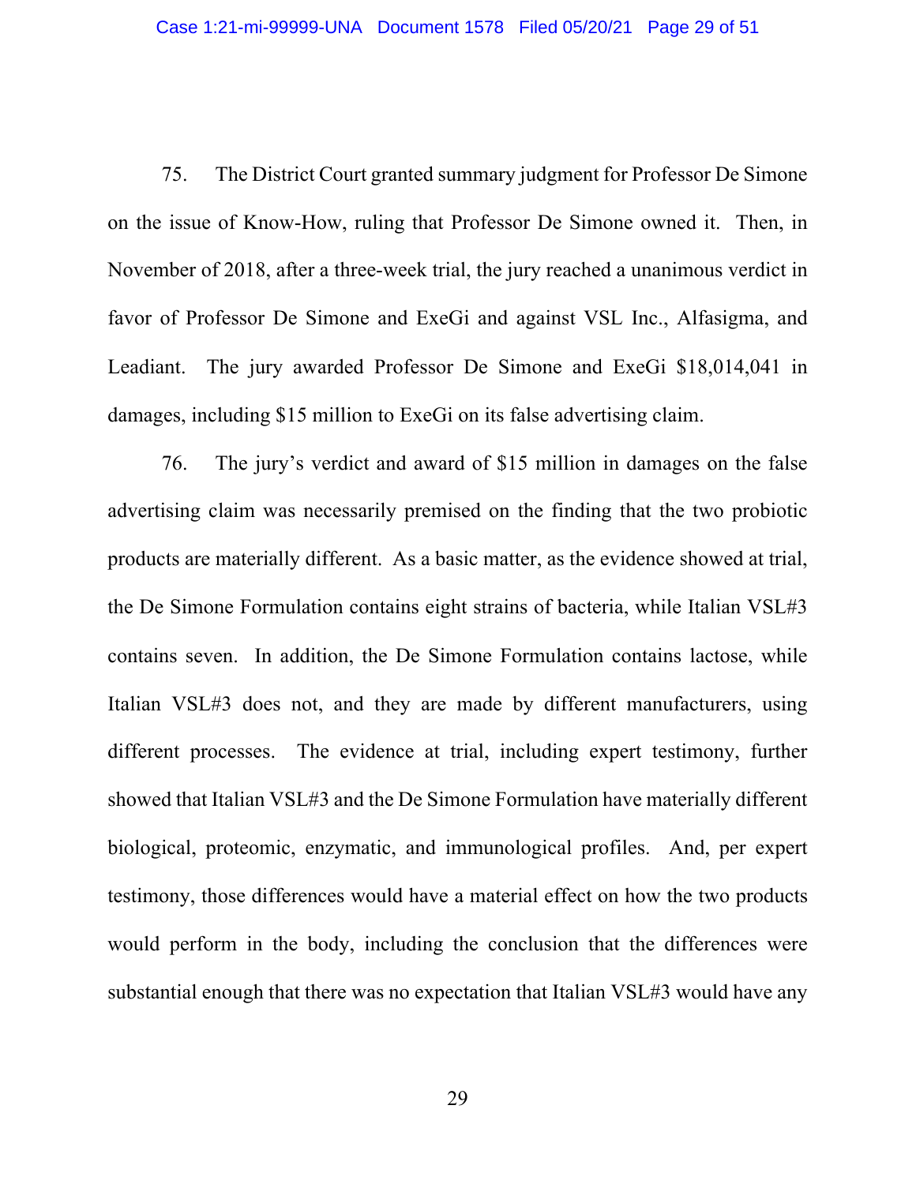75. The District Court granted summary judgment for Professor De Simone on the issue of Know-How, ruling that Professor De Simone owned it. Then, in November of 2018, after a three-week trial, the jury reached a unanimous verdict in favor of Professor De Simone and ExeGi and against VSL Inc., Alfasigma, and Leadiant. The jury awarded Professor De Simone and ExeGi $18,014,041 in damages, including $15 million to ExeGi on its false advertising claim.

76. The jury's verdict and award of $15 million in damages on the false advertising claim was necessarily premised on the finding that the two probiotic products are materially different. As a basic matter, as the evidence showed at trial, the De Simone Formulation contains eight strains of bacteria, while Italian VSL#3 contains seven. In addition, the De Simone Formulation contains lactose, while Italian VSL#3 does not, and they are made by different manufacturers, using different processes. The evidence at trial, including expert testimony, further showed that Italian VSL#3 and the De Simone Formulation have materially different biological, proteomic, enzymatic, and immunological profiles. And, per expert testimony, those differences would have a material effect on how the two products would perform in the body, including the conclusion that the differences were substantial enough that there was no expectation that Italian VSL#3 would have any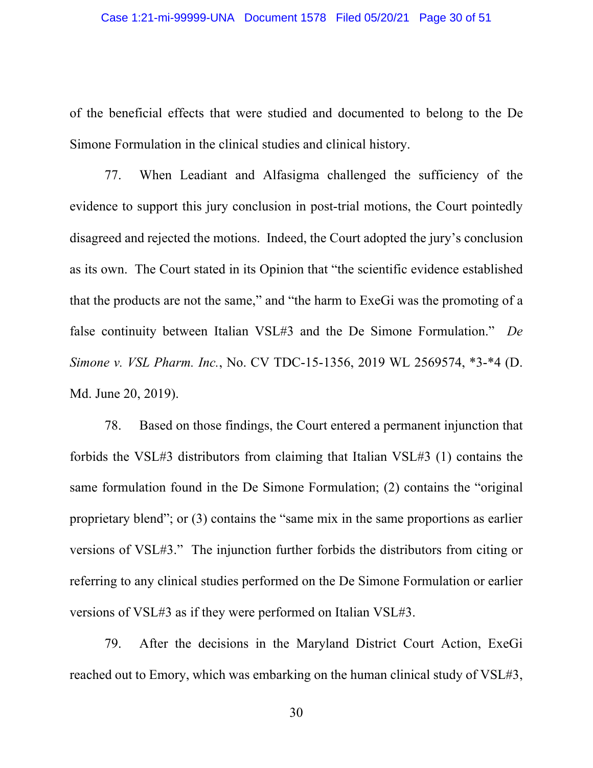of the beneficial effects that were studied and documented to belong to the De Simone Formulation in the clinical studies and clinical history.

77. When Leadiant and Alfasigma challenged the sufficiency of the evidence to support this jury conclusion in post-trial motions, the Court pointedly disagreed and rejected the motions. Indeed, the Court adopted the jury's conclusion as its own. The Court stated in its Opinion that "the scientific evidence established that the products are not the same," and "the harm to ExeGi was the promoting of a false continuity between Italian VSL#3 and the De Simone Formulation." *De Simone v. VSL Pharm. Inc.*, No. CV TDC-15-1356, 2019 WL 2569574, *3-*4 (D. Md. June 20, 2019).

78. Based on those findings, the Court entered a permanent injunction that forbids the VSL#3 distributors from claiming that Italian VSL#3 (1) contains the same formulation found in the De Simone Formulation; (2) contains the "original proprietary blend"; or (3) contains the "same mix in the same proportions as earlier versions of VSL#3." The injunction further forbids the distributors from citing or referring to any clinical studies performed on the De Simone Formulation or earlier versions of VSL#3 as if they were performed on Italian VSL#3.

79. After the decisions in the Maryland District Court Action, ExeGi reached out to Emory, which was embarking on the human clinical study of VSL#3,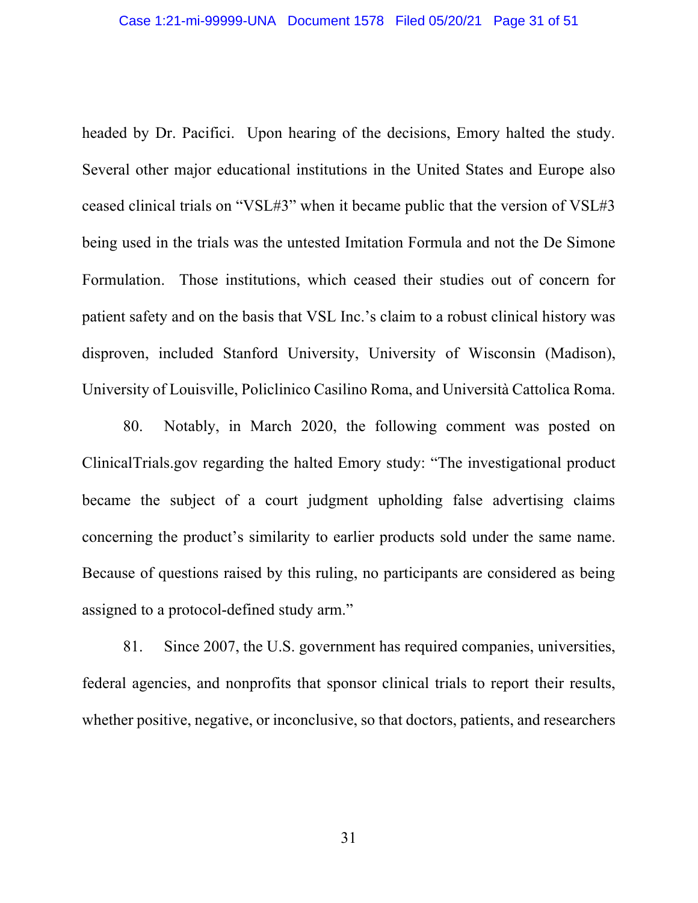headed by Dr. Pacifici. Upon hearing of the decisions, Emory halted the study. Several other major educational institutions in the United States and Europe also ceased clinical trials on "VSL#3" when it became public that the version of VSL#3 being used in the trials was the untested Imitation Formula and not the De Simone Formulation. Those institutions, which ceased their studies out of concern for patient safety and on the basis that VSL Inc.'s claim to a robust clinical history was disproven, included Stanford University, University of Wisconsin (Madison), University of Louisville, Policlinico Casilino Roma, and Università Cattolica Roma.

80. Notably, in March 2020, the following comment was posted on ClinicalTrials.gov regarding the halted Emory study: "The investigational product became the subject of a court judgment upholding false advertising claims concerning the product's similarity to earlier products sold under the same name. Because of questions raised by this ruling, no participants are considered as being assigned to a protocol-defined study arm."

81. Since 2007, the U.S. government has required companies, universities, federal agencies, and nonprofits that sponsor clinical trials to report their results, whether positive, negative, or inconclusive, so that doctors, patients, and researchers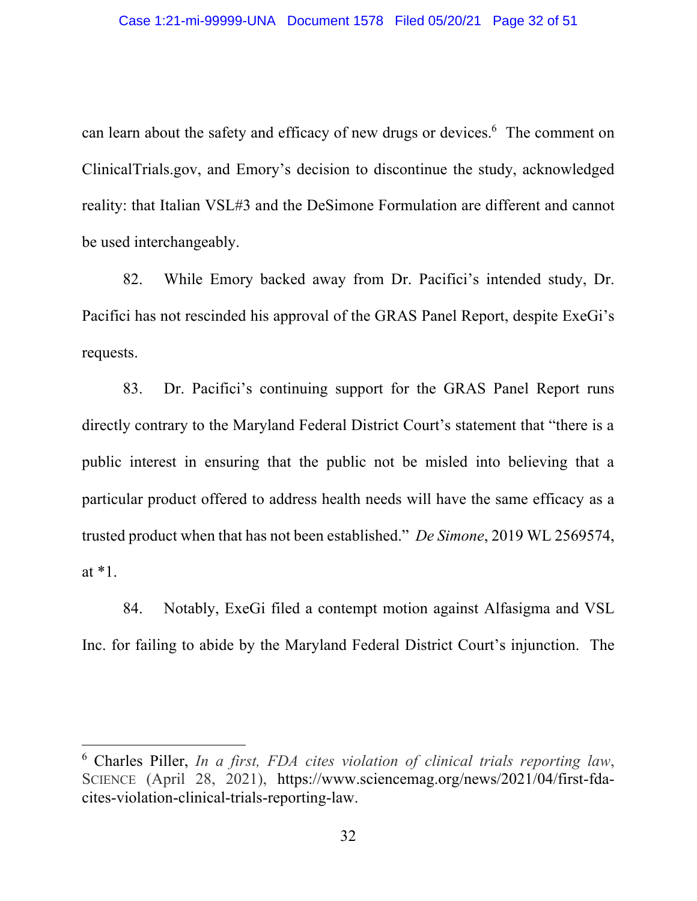can learn about the safety and efficacy of new drugs or devices.[6] The comment on ClinicalTrials.gov, and Emory's decision to discontinue the study, acknowledged reality: that Italian VSL#3 and the DeSimone Formulation are different and cannot be used interchangeably.

82. While Emory backed away from Dr. Pacifici's intended study, Dr. Pacifici has not rescinded his approval of the GRAS Panel Report, despite ExeGi's requests.

83. Dr. Pacifici's continuing support for the GRAS Panel Report runs directly contrary to the Maryland Federal District Court's statement that "there is a public interest in ensuring that the public not be misled into believing that a particular product offered to address health needs will have the same efficacy as a trusted product when that has not been established." *De Simone*, 2019 WL 2569574, at *1.

84. Notably, ExeGi filed a contempt motion against Alfasigma and VSL Inc. for failing to abide by the Maryland Federal District Court's injunction. The

---

[6] Charles Piller, *In a first, FDA cites violation of clinical trials reporting law*, SCIENCE (April 28, 2021), https://www.sciencemag.org/news/2021/04/first-fda-cites-violation-clinical-trials-reporting-law.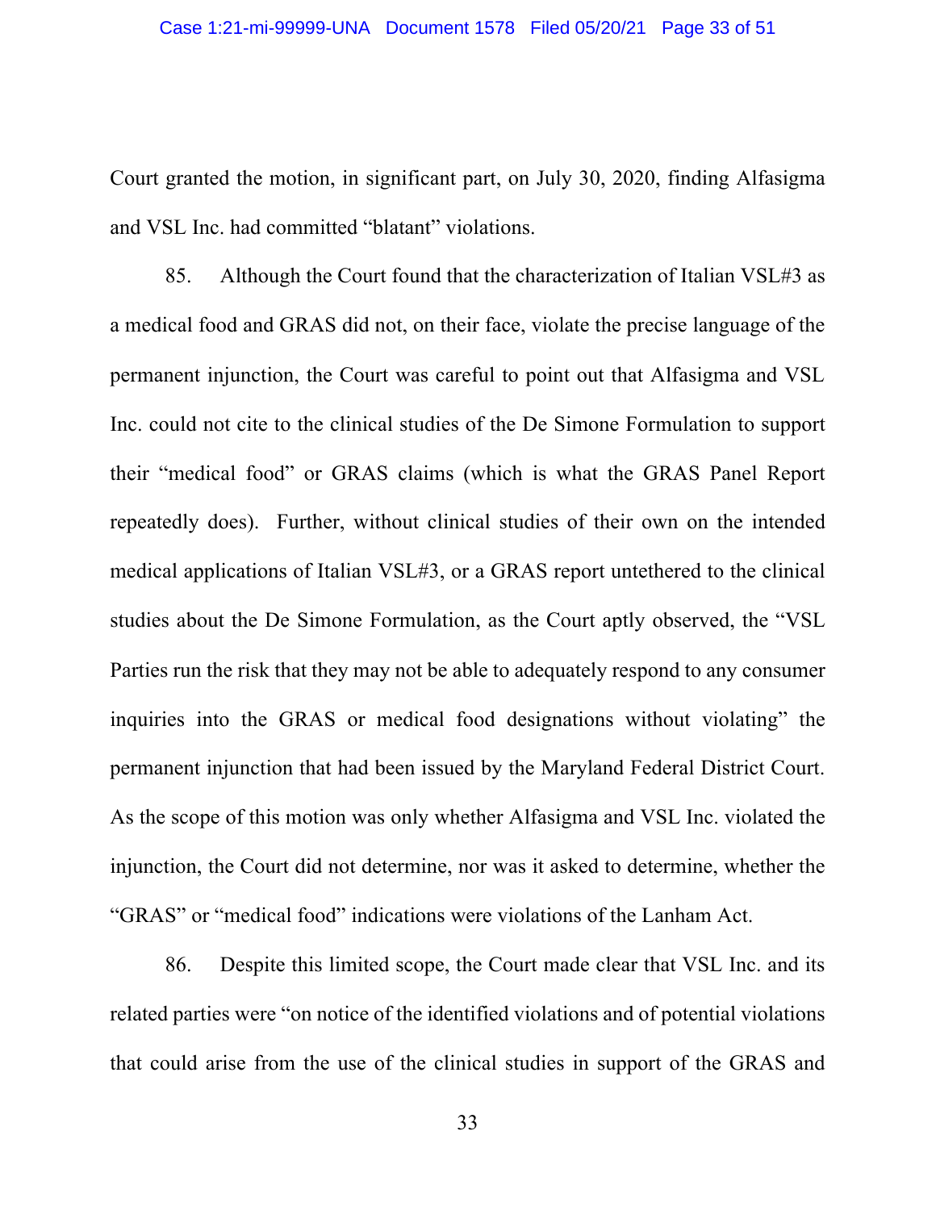Court granted the motion, in significant part, on July 30, 2020, finding Alfasigma and VSL Inc. had committed "blatant" violations.

85. Although the Court found that the characterization of Italian VSL#3 as a medical food and GRAS did not, on their face, violate the precise language of the permanent injunction, the Court was careful to point out that Alfasigma and VSL Inc. could not cite to the clinical studies of the De Simone Formulation to support their "medical food" or GRAS claims (which is what the GRAS Panel Report repeatedly does). Further, without clinical studies of their own on the intended medical applications of Italian VSL#3, or a GRAS report untethered to the clinical studies about the De Simone Formulation, as the Court aptly observed, the "VSL Parties run the risk that they may not be able to adequately respond to any consumer inquiries into the GRAS or medical food designations without violating" the permanent injunction that had been issued by the Maryland Federal District Court. As the scope of this motion was only whether Alfasigma and VSL Inc. violated the injunction, the Court did not determine, nor was it asked to determine, whether the "GRAS" or "medical food" indications were violations of the Lanham Act.

86. Despite this limited scope, the Court made clear that VSL Inc. and its related parties were "on notice of the identified violations and of potential violations that could arise from the use of the clinical studies in support of the GRAS and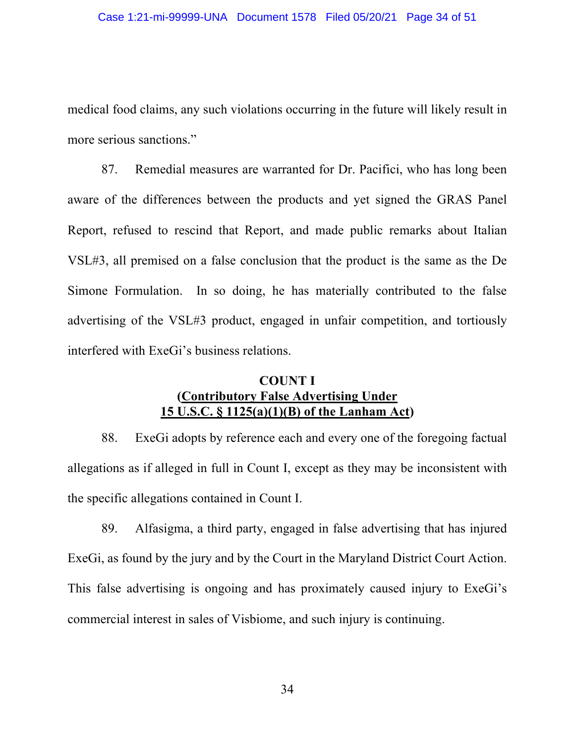medical food claims, any such violations occurring in the future will likely result in more serious sanctions."

87. Remedial measures are warranted for Dr. Pacifici, who has long been aware of the differences between the products and yet signed the GRAS Panel Report, refused to rescind that Report, and made public remarks about Italian VSL#3, all premised on a false conclusion that the product is the same as the De Simone Formulation. In so doing, he has materially contributed to the false advertising of the VSL#3 product, engaged in unfair competition, and tortiously interfered with ExeGi's business relations.

**COUNT I**
**(Contributory False Advertising Under 15 U.S.C. § 1125(a)(1)(B) of the Lanham Act)**

88. ExeGi adopts by reference each and every one of the foregoing factual allegations as if alleged in full in Count I, except as they may be inconsistent with the specific allegations contained in Count I.

89. Alfasigma, a third party, engaged in false advertising that has injured ExeGi, as found by the jury and by the Court in the Maryland District Court Action. This false advertising is ongoing and has proximately caused injury to ExeGi's commercial interest in sales of Visbiome, and such injury is continuing.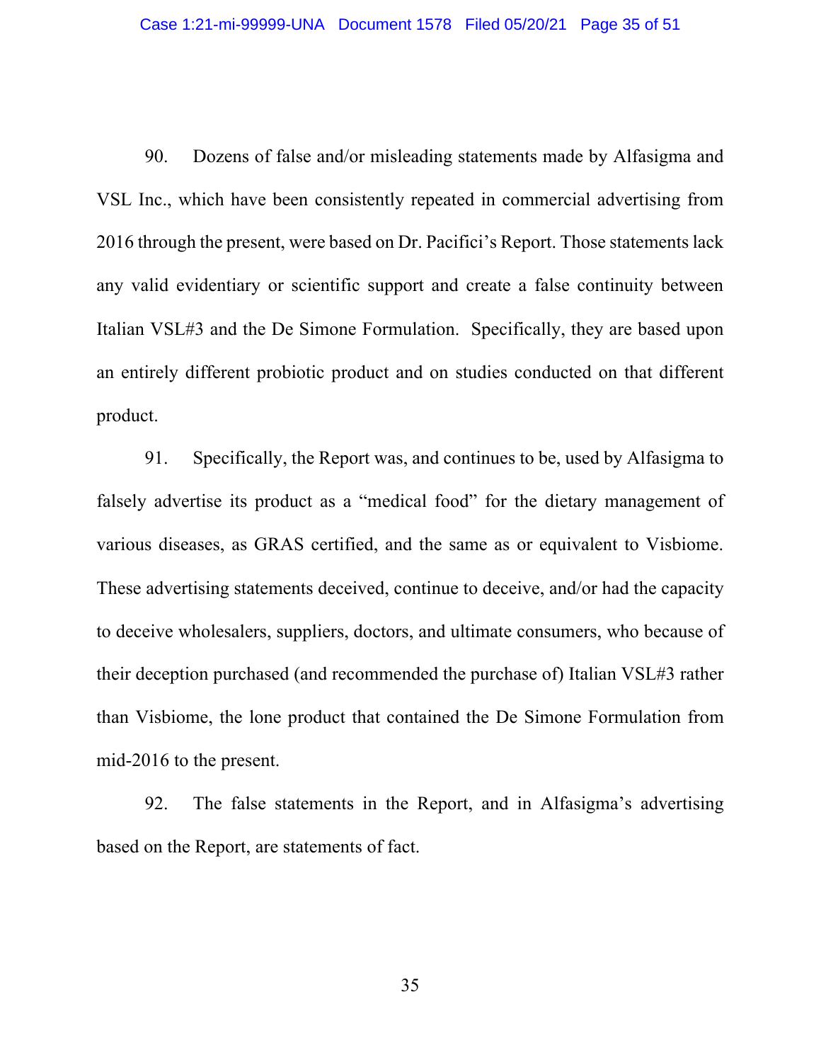90. Dozens of false and/or misleading statements made by Alfasigma and VSL Inc., which have been consistently repeated in commercial advertising from 2016 through the present, were based on Dr. Pacifici's Report. Those statements lack any valid evidentiary or scientific support and create a false continuity between Italian VSL#3 and the De Simone Formulation. Specifically, they are based upon an entirely different probiotic product and on studies conducted on that different product.

91. Specifically, the Report was, and continues to be, used by Alfasigma to falsely advertise its product as a "medical food" for the dietary management of various diseases, as GRAS certified, and the same as or equivalent to Visbiome. These advertising statements deceived, continue to deceive, and/or had the capacity to deceive wholesalers, suppliers, doctors, and ultimate consumers, who because of their deception purchased (and recommended the purchase of) Italian VSL#3 rather than Visbiome, the lone product that contained the De Simone Formulation from mid-2016 to the present.

92. The false statements in the Report, and in Alfasigma's advertising based on the Report, are statements of fact.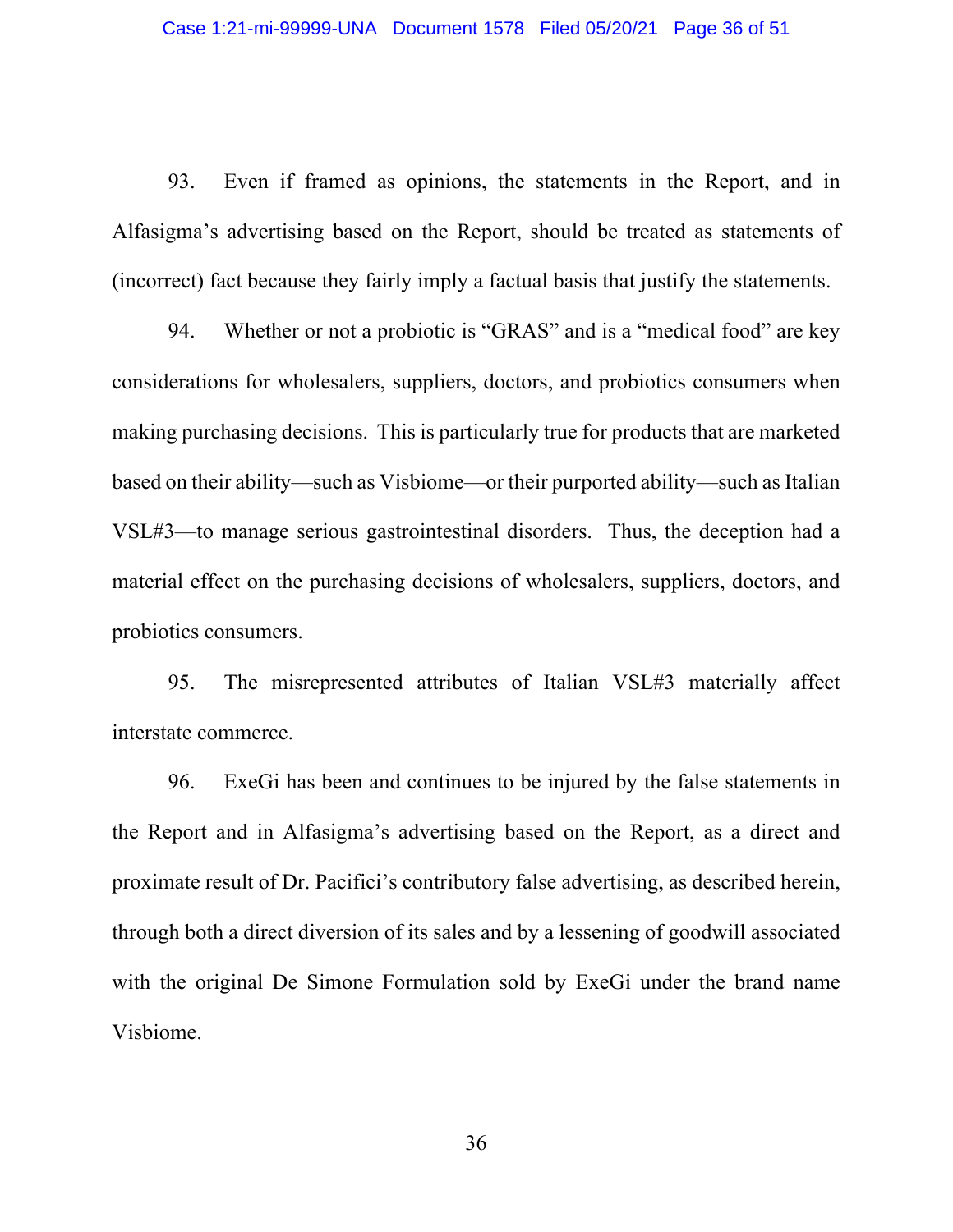93. Even if framed as opinions, the statements in the Report, and in Alfasigma's advertising based on the Report, should be treated as statements of (incorrect) fact because they fairly imply a factual basis that justify the statements.

94. Whether or not a probiotic is "GRAS" and is a "medical food" are key considerations for wholesalers, suppliers, doctors, and probiotics consumers when making purchasing decisions. This is particularly true for products that are marketed based on their ability—such as Visbiome—or their purported ability—such as Italian VSL#3—to manage serious gastrointestinal disorders. Thus, the deception had a material effect on the purchasing decisions of wholesalers, suppliers, doctors, and probiotics consumers.

95. The misrepresented attributes of Italian VSL#3 materially affect interstate commerce.

96. ExeGi has been and continues to be injured by the false statements in the Report and in Alfasigma's advertising based on the Report, as a direct and proximate result of Dr. Pacifici's contributory false advertising, as described herein, through both a direct diversion of its sales and by a lessening of goodwill associated with the original De Simone Formulation sold by ExeGi under the brand name Visbiome.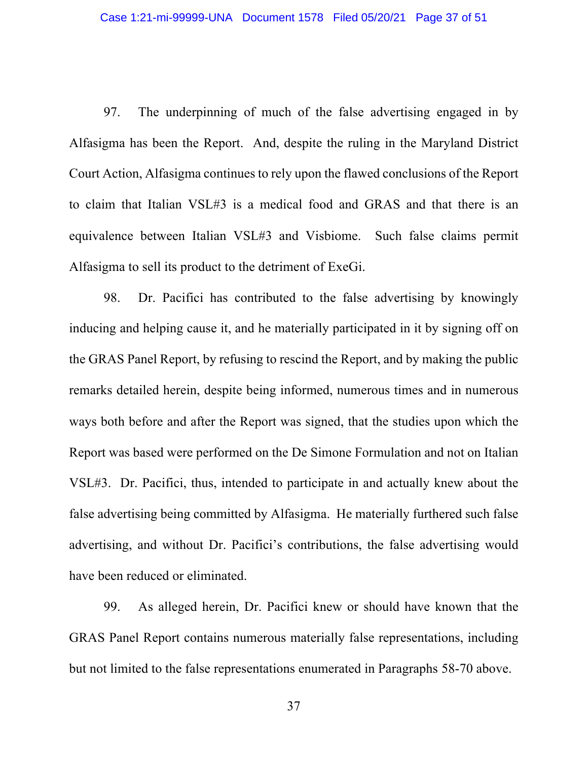97. The underpinning of much of the false advertising engaged in by Alfasigma has been the Report. And, despite the ruling in the Maryland District Court Action, Alfasigma continues to rely upon the flawed conclusions of the Report to claim that Italian VSL#3 is a medical food and GRAS and that there is an equivalence between Italian VSL#3 and Visbiome. Such false claims permit Alfasigma to sell its product to the detriment of ExeGi.

98. Dr. Pacifici has contributed to the false advertising by knowingly inducing and helping cause it, and he materially participated in it by signing off on the GRAS Panel Report, by refusing to rescind the Report, and by making the public remarks detailed herein, despite being informed, numerous times and in numerous ways both before and after the Report was signed, that the studies upon which the Report was based were performed on the De Simone Formulation and not on Italian VSL#3. Dr. Pacifici, thus, intended to participate in and actually knew about the false advertising being committed by Alfasigma. He materially furthered such false advertising, and without Dr. Pacifici's contributions, the false advertising would have been reduced or eliminated.

99. As alleged herein, Dr. Pacifici knew or should have known that the GRAS Panel Report contains numerous materially false representations, including but not limited to the false representations enumerated in Paragraphs 58-70 above.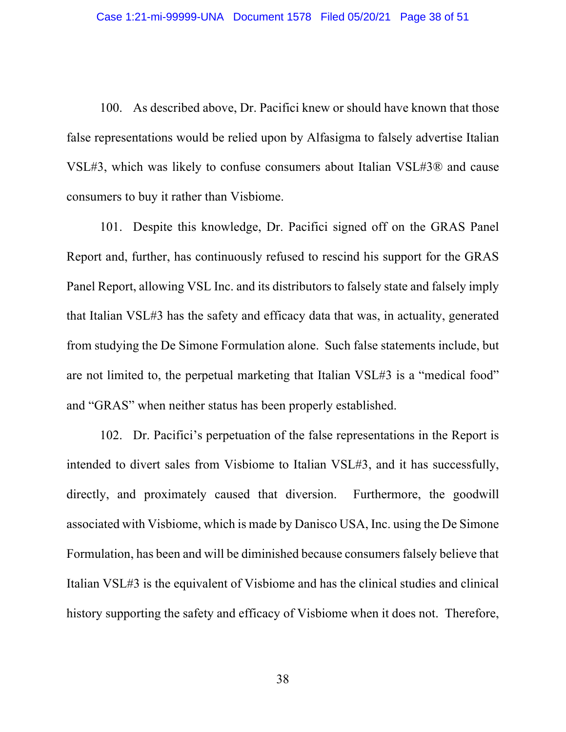100. As described above, Dr. Pacifici knew or should have known that those false representations would be relied upon by Alfasigma to falsely advertise Italian VSL#3, which was likely to confuse consumers about Italian VSL#3® and cause consumers to buy it rather than Visbiome.

101. Despite this knowledge, Dr. Pacifici signed off on the GRAS Panel Report and, further, has continuously refused to rescind his support for the GRAS Panel Report, allowing VSL Inc. and its distributors to falsely state and falsely imply that Italian VSL#3 has the safety and efficacy data that was, in actuality, generated from studying the De Simone Formulation alone. Such false statements include, but are not limited to, the perpetual marketing that Italian VSL#3 is a "medical food" and "GRAS" when neither status has been properly established.

102. Dr. Pacifici's perpetuation of the false representations in the Report is intended to divert sales from Visbiome to Italian VSL#3, and it has successfully, directly, and proximately caused that diversion. Furthermore, the goodwill associated with Visbiome, which is made by Danisco USA, Inc. using the De Simone Formulation, has been and will be diminished because consumers falsely believe that Italian VSL#3 is the equivalent of Visbiome and has the clinical studies and clinical history supporting the safety and efficacy of Visbiome when it does not. Therefore,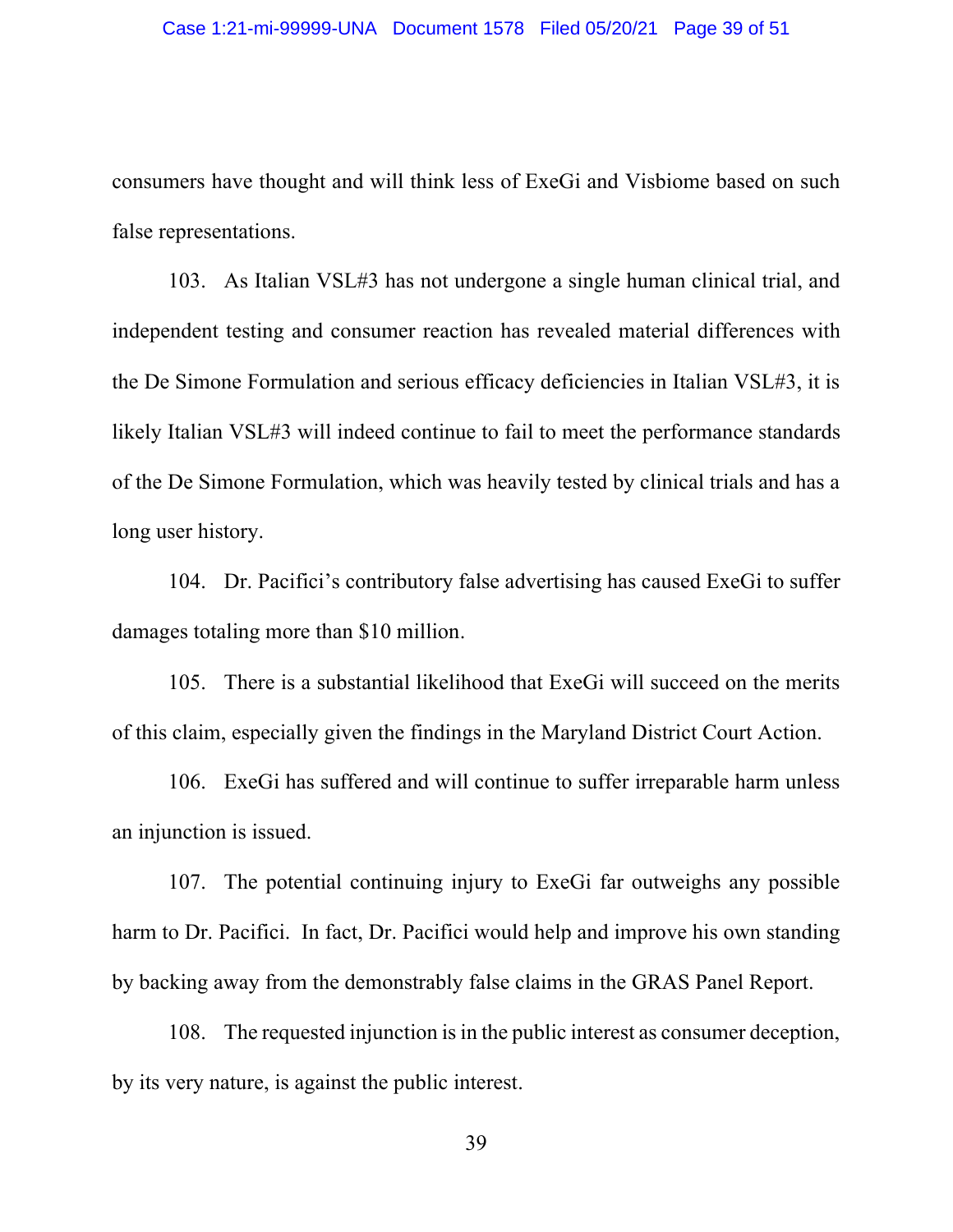consumers have thought and will think less of ExeGi and Visbiome based on such false representations.

103. As Italian VSL#3 has not undergone a single human clinical trial, and independent testing and consumer reaction has revealed material differences with the De Simone Formulation and serious efficacy deficiencies in Italian VSL#3, it is likely Italian VSL#3 will indeed continue to fail to meet the performance standards of the De Simone Formulation, which was heavily tested by clinical trials and has a long user history.

104. Dr. Pacifici's contributory false advertising has caused ExeGi to suffer damages totaling more than $10 million.

105. There is a substantial likelihood that ExeGi will succeed on the merits of this claim, especially given the findings in the Maryland District Court Action.

106. ExeGi has suffered and will continue to suffer irreparable harm unless an injunction is issued.

107. The potential continuing injury to ExeGi far outweighs any possible harm to Dr. Pacifici. In fact, Dr. Pacifici would help and improve his own standing by backing away from the demonstrably false claims in the GRAS Panel Report.

108. The requested injunction is in the public interest as consumer deception, by its very nature, is against the public interest.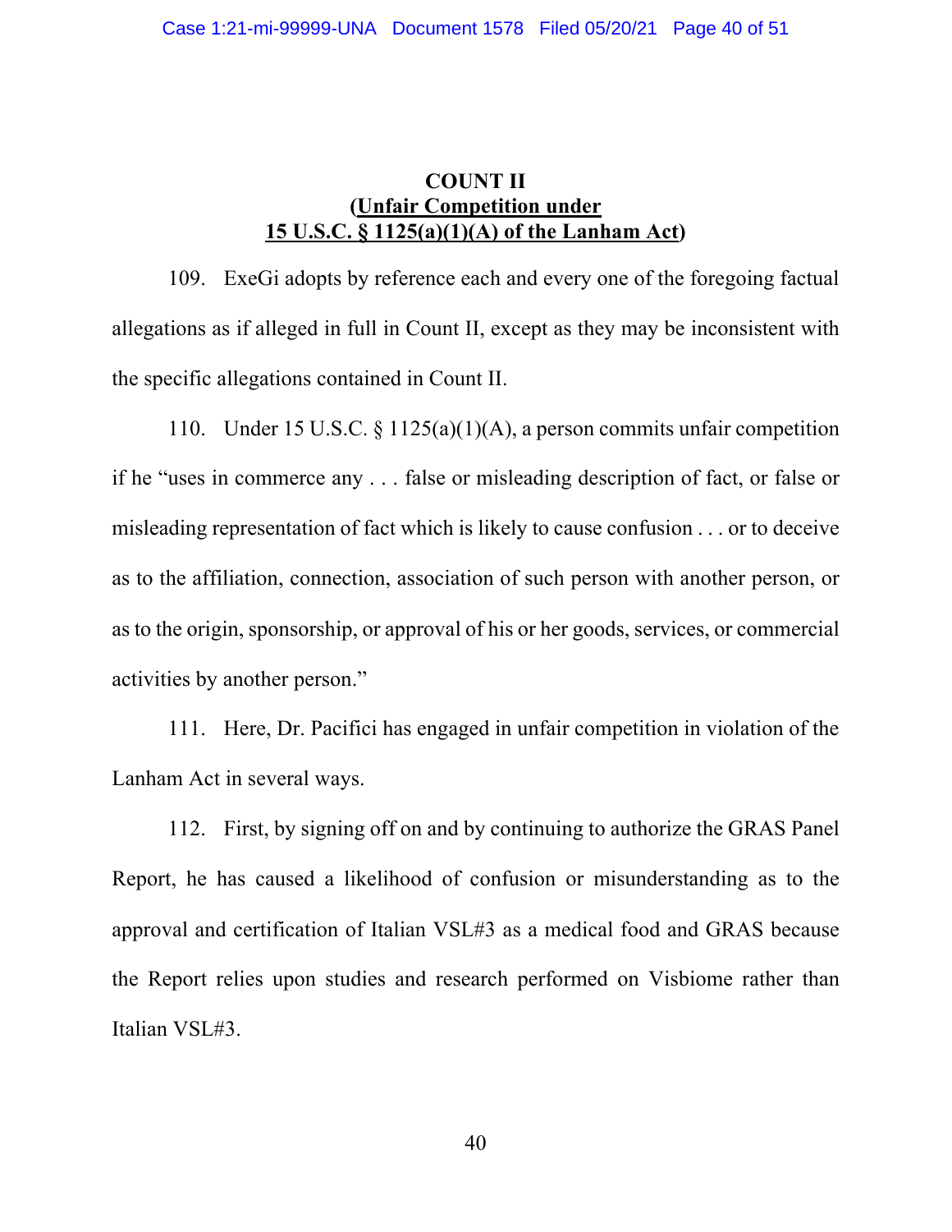## COUNT II
## (Unfair Competition under 15 U.S.C. § 1125(a)(1)(A) of the Lanham Act)

109. ExeGi adopts by reference each and every one of the foregoing factual allegations as if alleged in full in Count II, except as they may be inconsistent with the specific allegations contained in Count II.

110. Under 15 U.S.C. § 1125(a)(1)(A), a person commits unfair competition if he "uses in commerce any . . . false or misleading description of fact, or false or misleading representation of fact which is likely to cause confusion . . . or to deceive as to the affiliation, connection, association of such person with another person, or as to the origin, sponsorship, or approval of his or her goods, services, or commercial activities by another person."

111. Here, Dr. Pacifici has engaged in unfair competition in violation of the Lanham Act in several ways.

112. First, by signing off on and by continuing to authorize the GRAS Panel Report, he has caused a likelihood of confusion or misunderstanding as to the approval and certification of Italian VSL#3 as a medical food and GRAS because the Report relies upon studies and research performed on Visbiome rather than Italian VSL#3.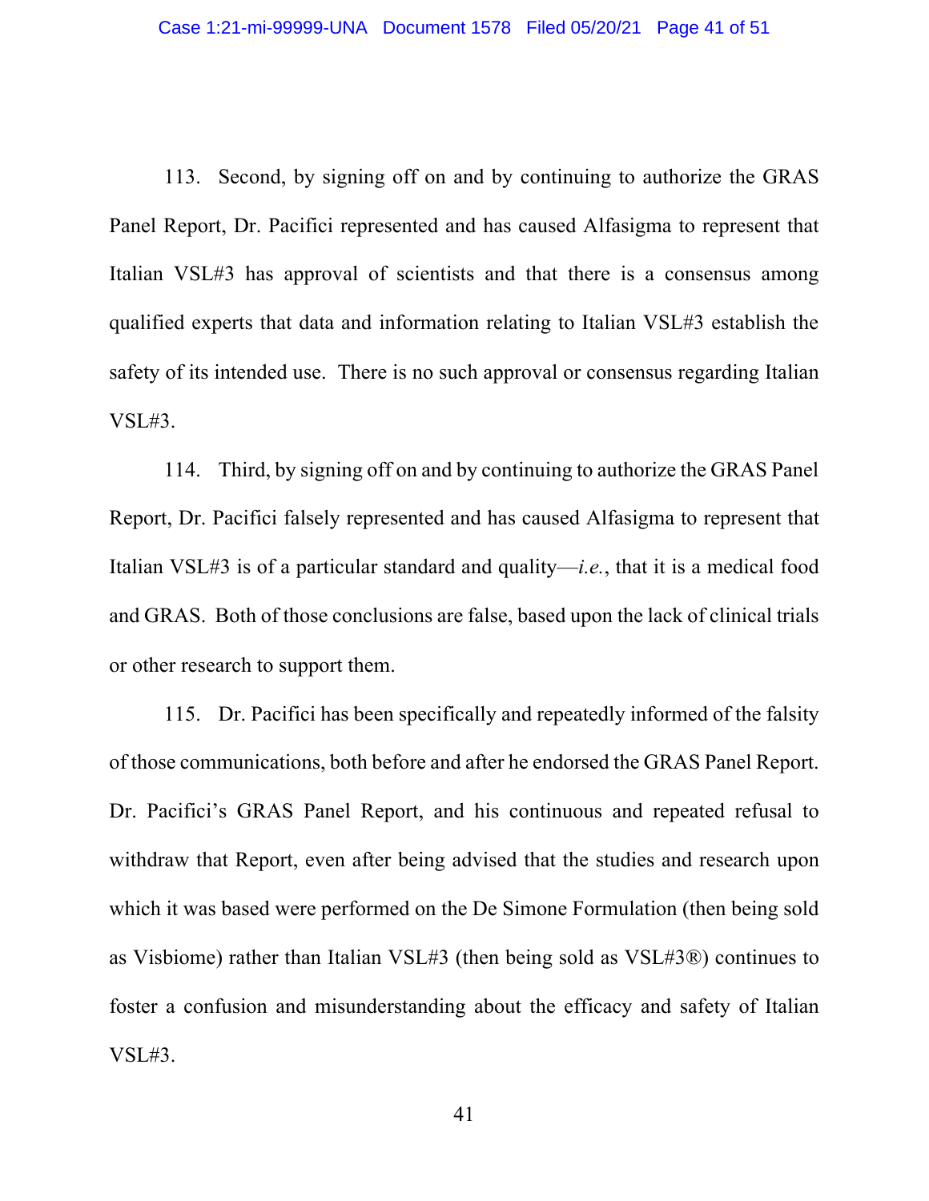113. Second, by signing off on and by continuing to authorize the GRAS Panel Report, Dr. Pacifici represented and has caused Alfasigma to represent that Italian VSL#3 has approval of scientists and that there is a consensus among qualified experts that data and information relating to Italian VSL#3 establish the safety of its intended use. There is no such approval or consensus regarding Italian VSL#3.

114. Third, by signing off on and by continuing to authorize the GRAS Panel Report, Dr. Pacifici falsely represented and has caused Alfasigma to represent that Italian VSL#3 is of a particular standard and quality—*i.e.*, that it is a medical food and GRAS. Both of those conclusions are false, based upon the lack of clinical trials or other research to support them.

115. Dr. Pacifici has been specifically and repeatedly informed of the falsity of those communications, both before and after he endorsed the GRAS Panel Report. Dr. Pacifici's GRAS Panel Report, and his continuous and repeated refusal to withdraw that Report, even after being advised that the studies and research upon which it was based were performed on the De Simone Formulation (then being sold as Visbiome) rather than Italian VSL#3 (then being sold as VSL#3®) continues to foster a confusion and misunderstanding about the efficacy and safety of Italian VSL#3.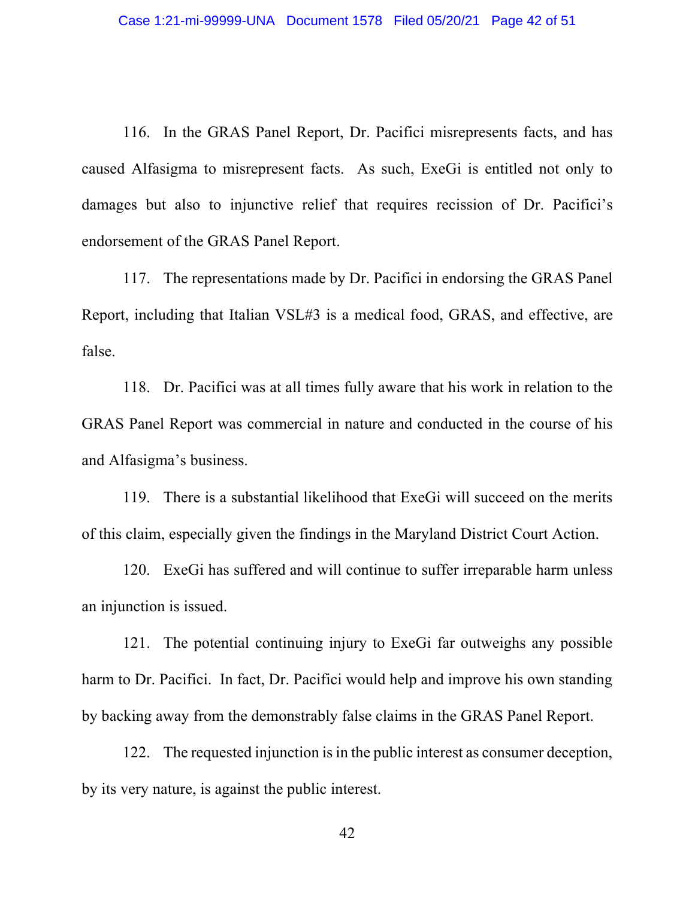116. In the GRAS Panel Report, Dr. Pacifici misrepresents facts, and has caused Alfasigma to misrepresent facts. As such, ExeGi is entitled not only to damages but also to injunctive relief that requires recission of Dr. Pacifici's endorsement of the GRAS Panel Report.

117. The representations made by Dr. Pacifici in endorsing the GRAS Panel Report, including that Italian VSL#3 is a medical food, GRAS, and effective, are false.

118. Dr. Pacifici was at all times fully aware that his work in relation to the GRAS Panel Report was commercial in nature and conducted in the course of his and Alfasigma's business.

119. There is a substantial likelihood that ExeGi will succeed on the merits of this claim, especially given the findings in the Maryland District Court Action.

120. ExeGi has suffered and will continue to suffer irreparable harm unless an injunction is issued.

121. The potential continuing injury to ExeGi far outweighs any possible harm to Dr. Pacifici. In fact, Dr. Pacifici would help and improve his own standing by backing away from the demonstrably false claims in the GRAS Panel Report.

122. The requested injunction is in the public interest as consumer deception, by its very nature, is against the public interest.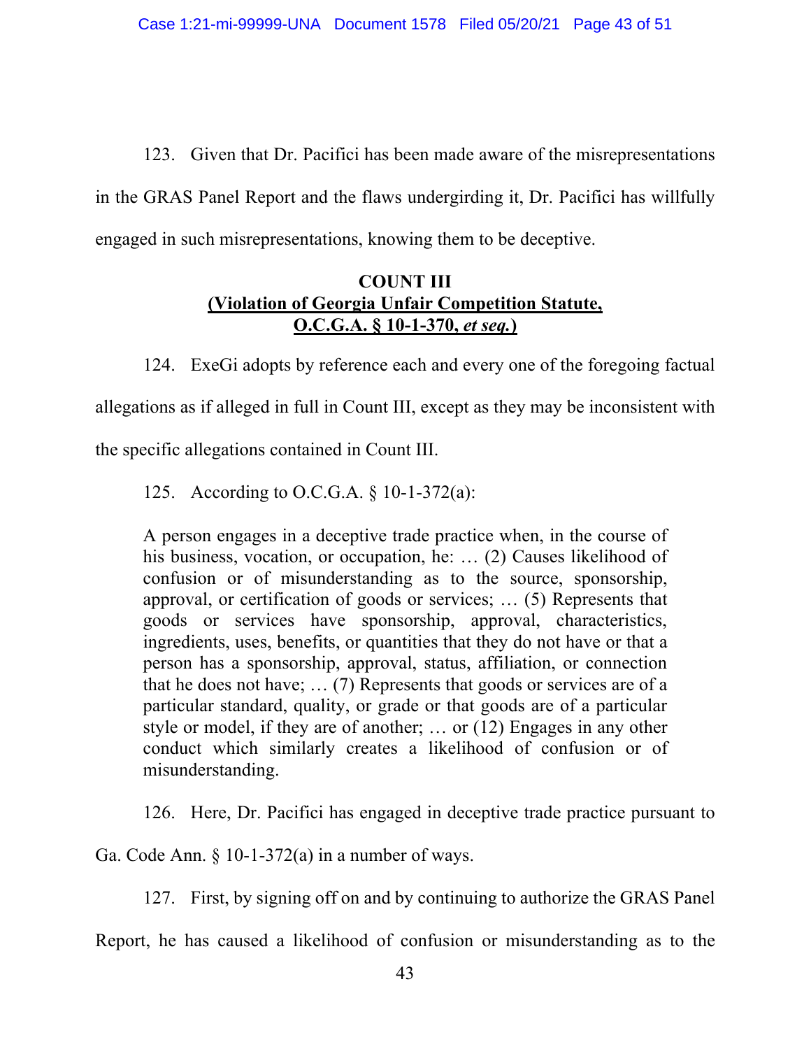123. Given that Dr. Pacifici has been made aware of the misrepresentations in the GRAS Panel Report and the flaws undergirding it, Dr. Pacifici has willfully engaged in such misrepresentations, knowing them to be deceptive.

**COUNT III**
**(Violation of Georgia Unfair Competition Statute, O.C.G.A. § 10-1-370, *et seq.*)**

124. ExeGi adopts by reference each and every one of the foregoing factual allegations as if alleged in full in Count III, except as they may be inconsistent with the specific allegations contained in Count III.

125. According to O.C.G.A. § 10-1-372(a):

> A person engages in a deceptive trade practice when, in the course of his business, vocation, or occupation, he: … (2) Causes likelihood of confusion or of misunderstanding as to the source, sponsorship, approval, or certification of goods or services; … (5) Represents that goods or services have sponsorship, approval, characteristics, ingredients, uses, benefits, or quantities that they do not have or that a person has a sponsorship, approval, status, affiliation, or connection that he does not have; … (7) Represents that goods or services are of a particular standard, quality, or grade or that goods are of a particular style or model, if they are of another; … or (12) Engages in any other conduct which similarly creates a likelihood of confusion or of misunderstanding.

126. Here, Dr. Pacifici has engaged in deceptive trade practice pursuant to Ga. Code Ann. § 10-1-372(a) in a number of ways.

127. First, by signing off on and by continuing to authorize the GRAS Panel Report, he has caused a likelihood of confusion or misunderstanding as to the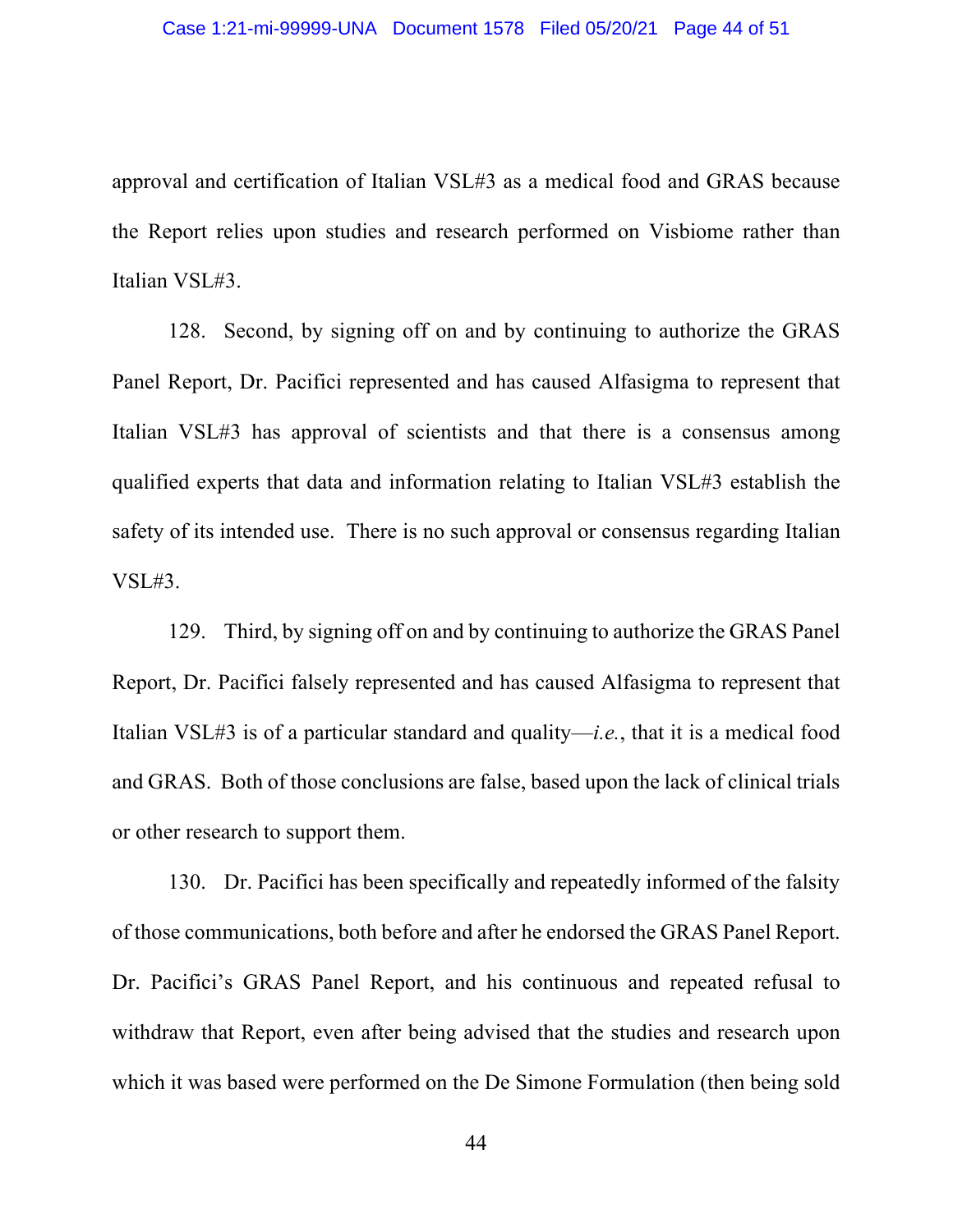approval and certification of Italian VSL#3 as a medical food and GRAS because the Report relies upon studies and research performed on Visbiome rather than Italian VSL#3.

128. Second, by signing off on and by continuing to authorize the GRAS Panel Report, Dr. Pacifici represented and has caused Alfasigma to represent that Italian VSL#3 has approval of scientists and that there is a consensus among qualified experts that data and information relating to Italian VSL#3 establish the safety of its intended use. There is no such approval or consensus regarding Italian VSL#3.

129. Third, by signing off on and by continuing to authorize the GRAS Panel Report, Dr. Pacifici falsely represented and has caused Alfasigma to represent that Italian VSL#3 is of a particular standard and quality—*i.e.*, that it is a medical food and GRAS. Both of those conclusions are false, based upon the lack of clinical trials or other research to support them.

130. Dr. Pacifici has been specifically and repeatedly informed of the falsity of those communications, both before and after he endorsed the GRAS Panel Report. Dr. Pacifici's GRAS Panel Report, and his continuous and repeated refusal to withdraw that Report, even after being advised that the studies and research upon which it was based were performed on the De Simone Formulation (then being sold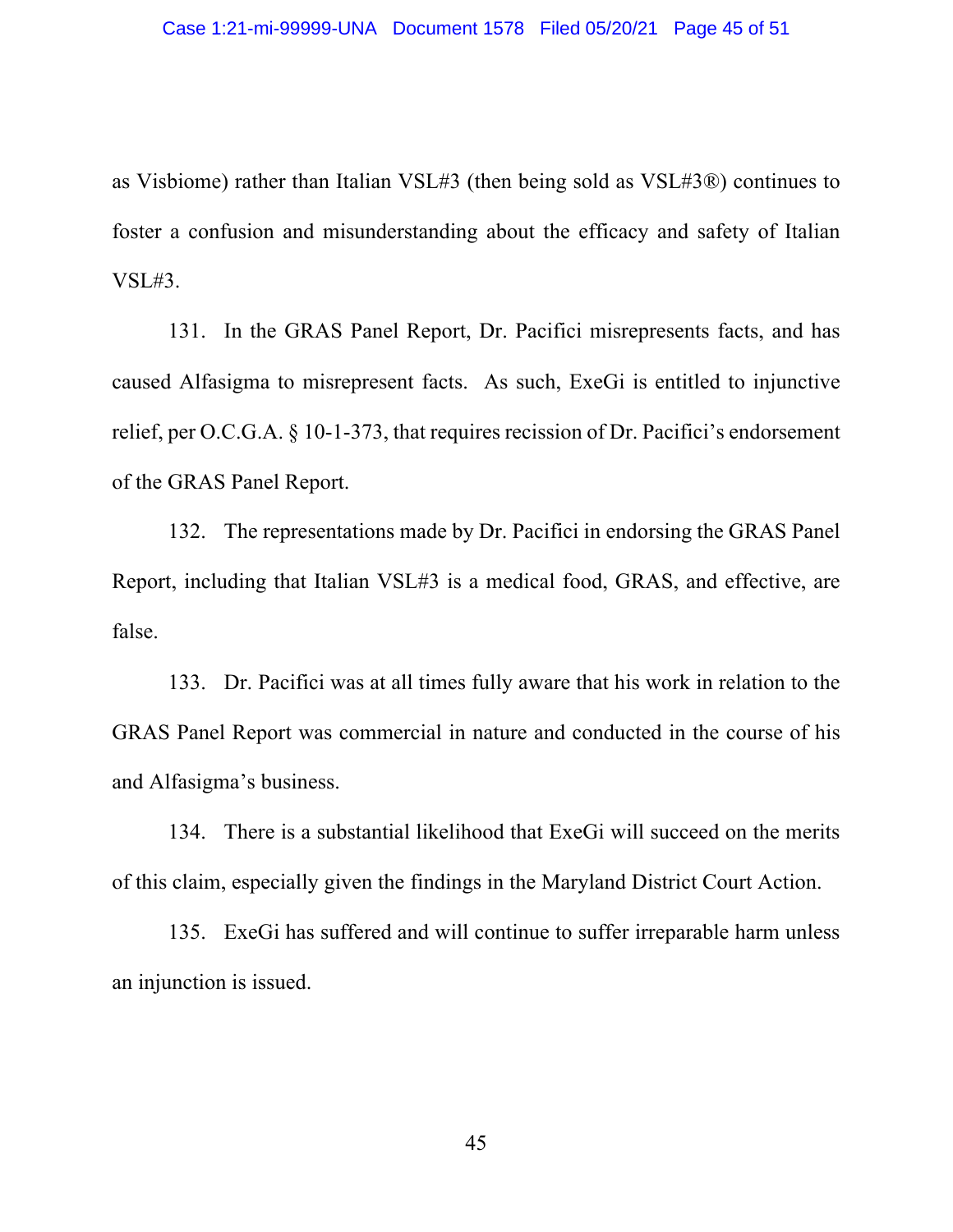as Visbiome) rather than Italian VSL#3 (then being sold as VSL#3®) continues to foster a confusion and misunderstanding about the efficacy and safety of Italian VSL#3.

131. In the GRAS Panel Report, Dr. Pacifici misrepresents facts, and has caused Alfasigma to misrepresent facts. As such, ExeGi is entitled to injunctive relief, per O.C.G.A. § 10-1-373, that requires recission of Dr. Pacifici's endorsement of the GRAS Panel Report.

132. The representations made by Dr. Pacifici in endorsing the GRAS Panel Report, including that Italian VSL#3 is a medical food, GRAS, and effective, are false.

133. Dr. Pacifici was at all times fully aware that his work in relation to the GRAS Panel Report was commercial in nature and conducted in the course of his and Alfasigma's business.

134. There is a substantial likelihood that ExeGi will succeed on the merits of this claim, especially given the findings in the Maryland District Court Action.

135. ExeGi has suffered and will continue to suffer irreparable harm unless an injunction is issued.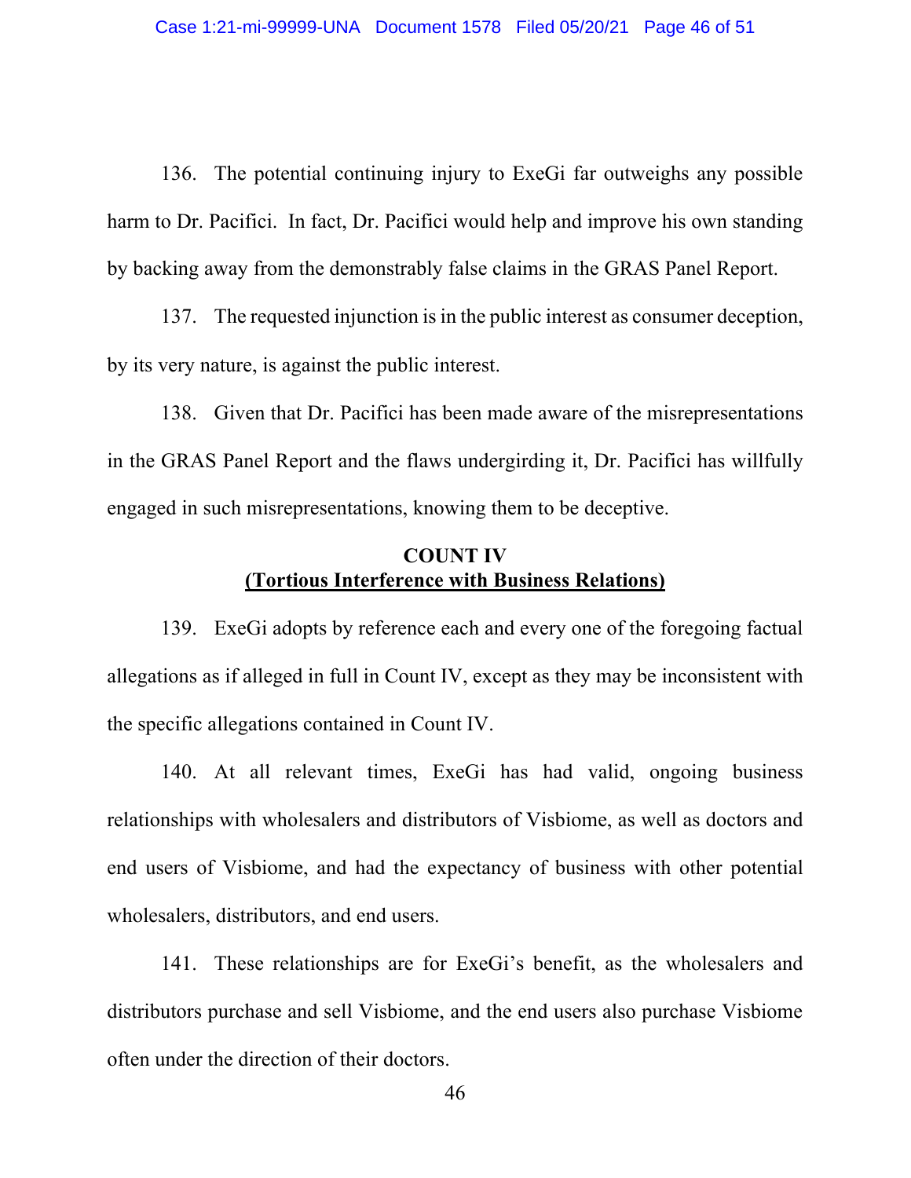136. The potential continuing injury to ExeGi far outweighs any possible harm to Dr. Pacifici. In fact, Dr. Pacifici would help and improve his own standing by backing away from the demonstrably false claims in the GRAS Panel Report.

137. The requested injunction is in the public interest as consumer deception, by its very nature, is against the public interest.

138. Given that Dr. Pacifici has been made aware of the misrepresentations in the GRAS Panel Report and the flaws undergirding it, Dr. Pacifici has willfully engaged in such misrepresentations, knowing them to be deceptive.

**COUNT IV**
**(Tortious Interference with Business Relations)**

139. ExeGi adopts by reference each and every one of the foregoing factual allegations as if alleged in full in Count IV, except as they may be inconsistent with the specific allegations contained in Count IV.

140. At all relevant times, ExeGi has had valid, ongoing business relationships with wholesalers and distributors of Visbiome, as well as doctors and end users of Visbiome, and had the expectancy of business with other potential wholesalers, distributors, and end users.

141. These relationships are for ExeGi's benefit, as the wholesalers and distributors purchase and sell Visbiome, and the end users also purchase Visbiome often under the direction of their doctors.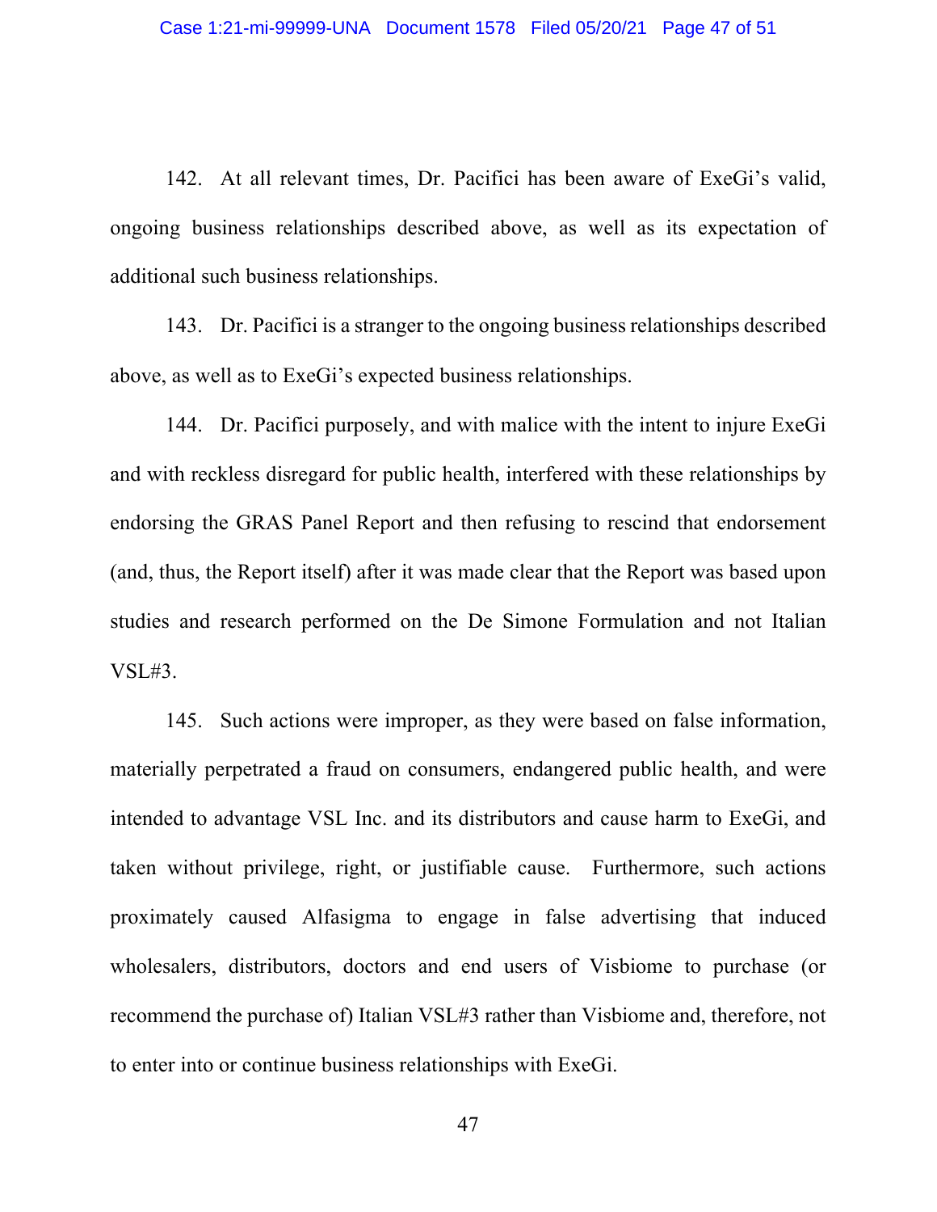142. At all relevant times, Dr. Pacifici has been aware of ExeGi's valid, ongoing business relationships described above, as well as its expectation of additional such business relationships.

143. Dr. Pacifici is a stranger to the ongoing business relationships described above, as well as to ExeGi's expected business relationships.

144. Dr. Pacifici purposely, and with malice with the intent to injure ExeGi and with reckless disregard for public health, interfered with these relationships by endorsing the GRAS Panel Report and then refusing to rescind that endorsement (and, thus, the Report itself) after it was made clear that the Report was based upon studies and research performed on the De Simone Formulation and not Italian VSL#3.

145. Such actions were improper, as they were based on false information, materially perpetrated a fraud on consumers, endangered public health, and were intended to advantage VSL Inc. and its distributors and cause harm to ExeGi, and taken without privilege, right, or justifiable cause. Furthermore, such actions proximately caused Alfasigma to engage in false advertising that induced wholesalers, distributors, doctors and end users of Visbiome to purchase (or recommend the purchase of) Italian VSL#3 rather than Visbiome and, therefore, not to enter into or continue business relationships with ExeGi.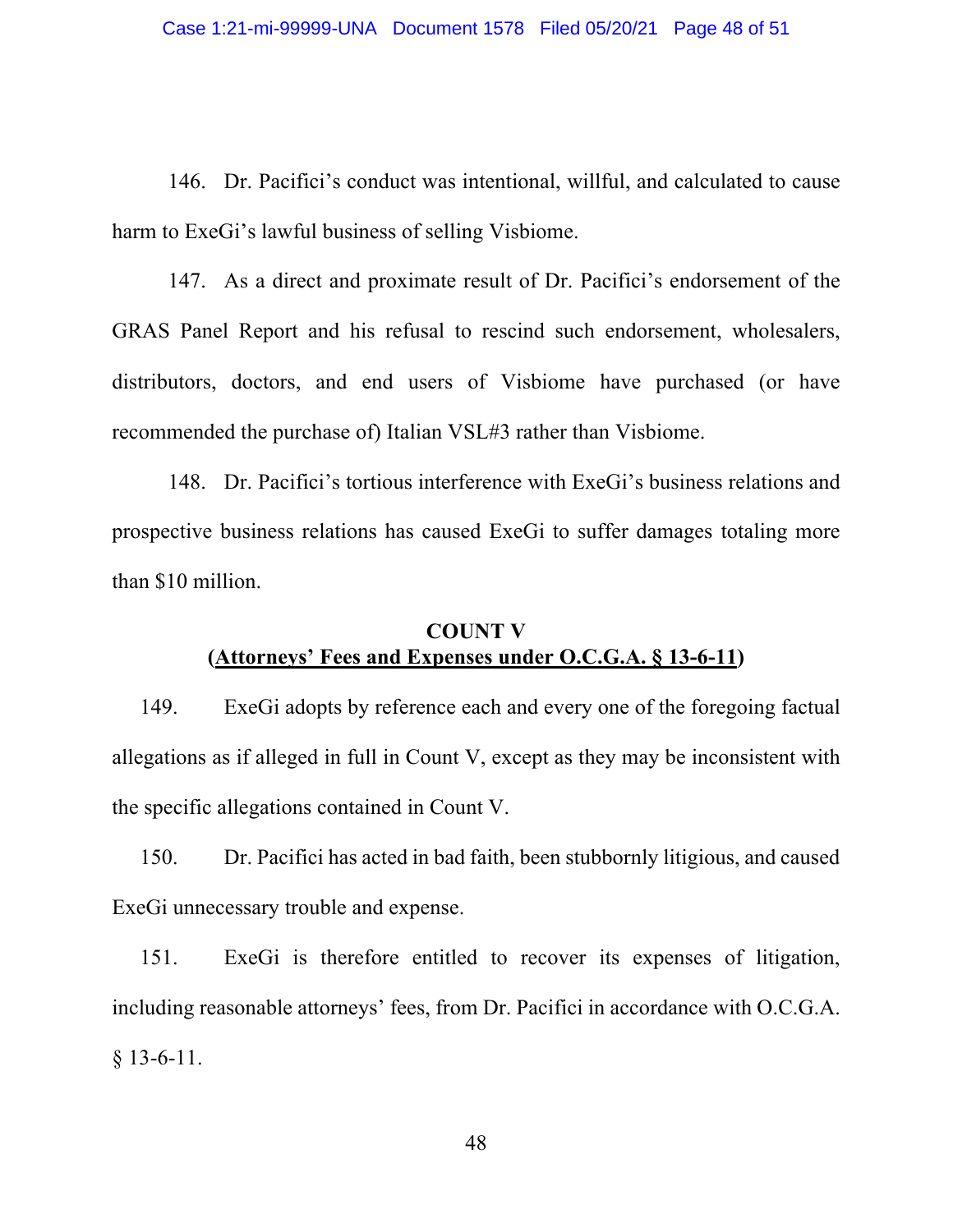146. Dr. Pacifici's conduct was intentional, willful, and calculated to cause harm to ExeGi's lawful business of selling Visbiome.

147. As a direct and proximate result of Dr. Pacifici's endorsement of the GRAS Panel Report and his refusal to rescind such endorsement, wholesalers, distributors, doctors, and end users of Visbiome have purchased (or have recommended the purchase of) Italian VSL#3 rather than Visbiome.

148. Dr. Pacifici's tortious interference with ExeGi's business relations and prospective business relations has caused ExeGi to suffer damages totaling more than $10 million.

**COUNT V**
**(Attorneys' Fees and Expenses under O.C.G.A. § 13-6-11)**

149. ExeGi adopts by reference each and every one of the foregoing factual allegations as if alleged in full in Count V, except as they may be inconsistent with the specific allegations contained in Count V.

150. Dr. Pacifici has acted in bad faith, been stubbornly litigious, and caused ExeGi unnecessary trouble and expense.

151. ExeGi is therefore entitled to recover its expenses of litigation, including reasonable attorneys' fees, from Dr. Pacifici in accordance with O.C.G.A. § 13-6-11.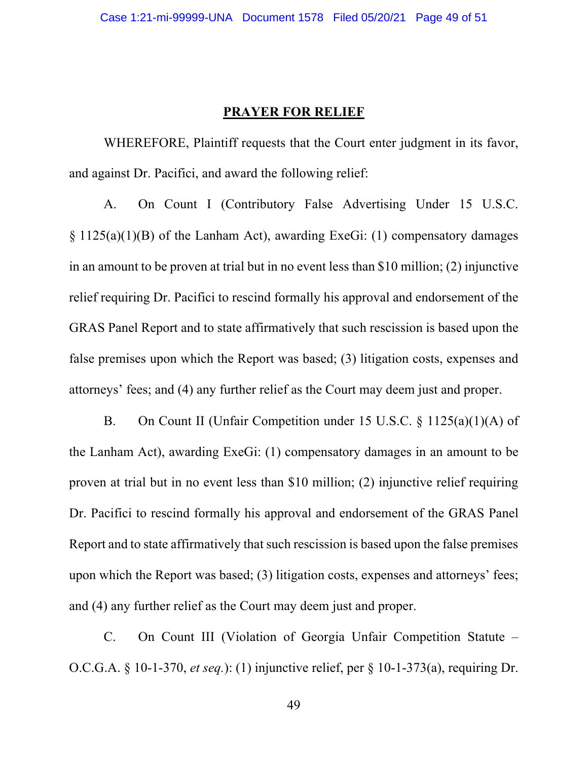## PRAYER FOR RELIEF

WHEREFORE, Plaintiff requests that the Court enter judgment in its favor, and against Dr. Pacifici, and award the following relief:

A. On Count I (Contributory False Advertising Under 15 U.S.C. § 1125(a)(1)(B) of the Lanham Act), awarding ExeGi: (1) compensatory damages in an amount to be proven at trial but in no event less than $10 million; (2) injunctive relief requiring Dr. Pacifici to rescind formally his approval and endorsement of the GRAS Panel Report and to state affirmatively that such rescission is based upon the false premises upon which the Report was based; (3) litigation costs, expenses and attorneys' fees; and (4) any further relief as the Court may deem just and proper.

B. On Count II (Unfair Competition under 15 U.S.C. § 1125(a)(1)(A) of the Lanham Act), awarding ExeGi: (1) compensatory damages in an amount to be proven at trial but in no event less than $10 million; (2) injunctive relief requiring Dr. Pacifici to rescind formally his approval and endorsement of the GRAS Panel Report and to state affirmatively that such rescission is based upon the false premises upon which the Report was based; (3) litigation costs, expenses and attorneys' fees; and (4) any further relief as the Court may deem just and proper.

C. On Count III (Violation of Georgia Unfair Competition Statute – O.C.G.A. § 10-1-370, *et seq.*): (1) injunctive relief, per § 10-1-373(a), requiring Dr.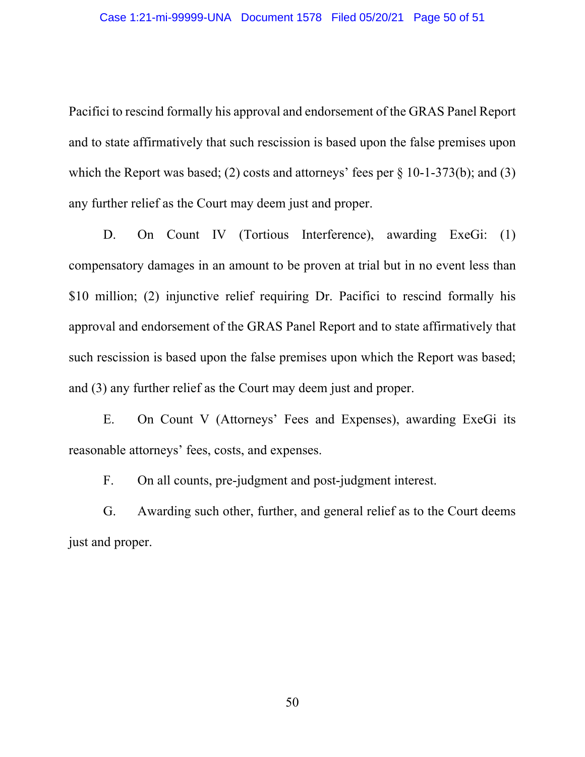Pacifici to rescind formally his approval and endorsement of the GRAS Panel Report and to state affirmatively that such rescission is based upon the false premises upon which the Report was based; (2) costs and attorneys' fees per § 10-1-373(b); and (3) any further relief as the Court may deem just and proper.

D. On Count IV (Tortious Interference), awarding ExeGi: (1) compensatory damages in an amount to be proven at trial but in no event less than $10 million; (2) injunctive relief requiring Dr. Pacifici to rescind formally his approval and endorsement of the GRAS Panel Report and to state affirmatively that such rescission is based upon the false premises upon which the Report was based; and (3) any further relief as the Court may deem just and proper.

E. On Count V (Attorneys' Fees and Expenses), awarding ExeGi its reasonable attorneys' fees, costs, and expenses.

F. On all counts, pre-judgment and post-judgment interest.

G. Awarding such other, further, and general relief as to the Court deems just and proper.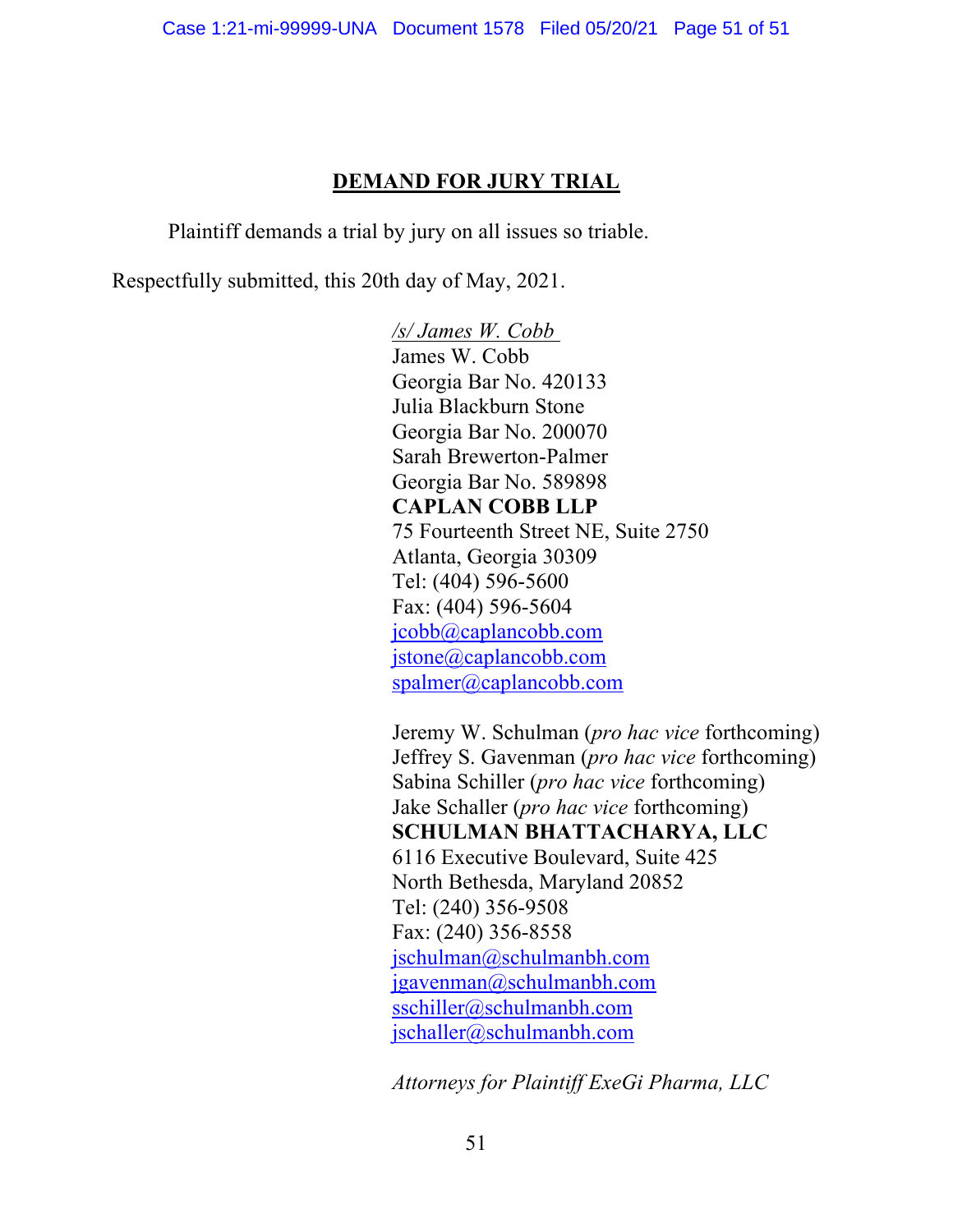## DEMAND FOR JURY TRIAL

Plaintiff demands a trial by jury on all issues so triable.

Respectfully submitted, this 20th day of May, 2021.

*/s/ James W. Cobb*
James W. Cobb
Georgia Bar No. 420133
Julia Blackburn Stone
Georgia Bar No. 200070
Sarah Brewerton-Palmer
Georgia Bar No. 589898
**CAPLAN COBB LLP**
75 Fourteenth Street NE, Suite 2750
Atlanta, Georgia 30309
Tel: (404) 596-5600
Fax: (404) 596-5604
jcobb@caplancobb.com
jstone@caplancobb.com
spalmer@caplancobb.com

Jeremy W. Schulman (*pro hac vice* forthcoming)
Jeffrey S. Gavenman (*pro hac vice* forthcoming)
Sabina Schiller (*pro hac vice* forthcoming)
Jake Schaller (*pro hac vice* forthcoming)
**SCHULMAN BHATTACHARYA, LLC**
6116 Executive Boulevard, Suite 425
North Bethesda, Maryland 20852
Tel: (240) 356-9508
Fax: (240) 356-8558
jschulman@schulmanbh.com
jgavenman@schulmanbh.com
sschiller@schulmanbh.com
jschaller@schulmanbh.com

*Attorneys for Plaintiff ExeGi Pharma, LLC*